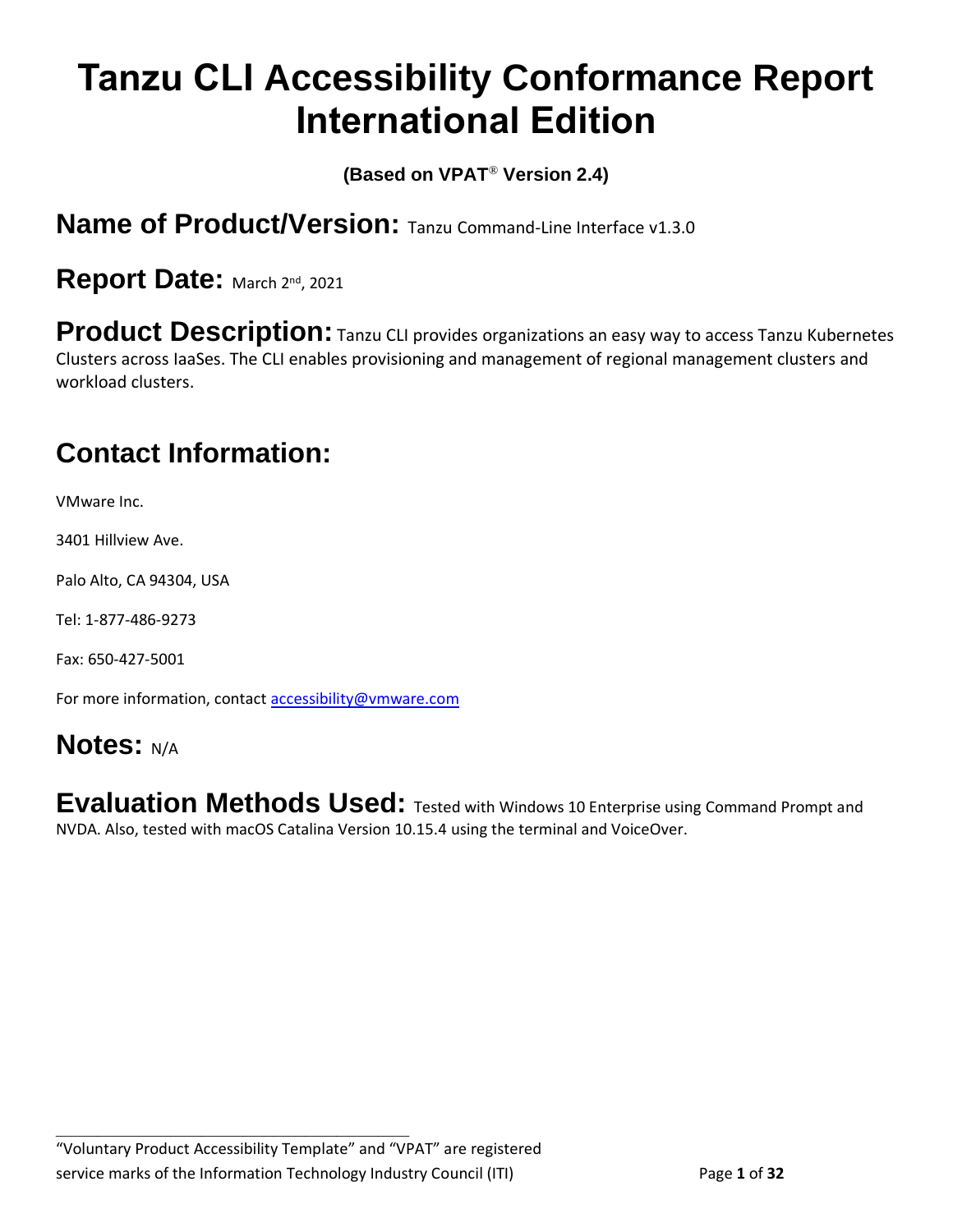# Tanzu CLI Accessibility Conformance Report International Edition

**(Based on VPAT® Version 2.4)**

## Name of Product/Version: Tanzu Command-Line Interface v1.3.0

## Report Date: March 2nd, 2021

## Product Description: Tanzu CLI provides organizations an easy way to access Tanzu Kubernetes Clusters across IaaSes. The CLI enables provisioning and management of regional management clusters and workload clusters.

## Contact Information:

VMware Inc.

3401 Hillview Ave.

Palo Alto, CA 94304, USA

Tel: 1-877-486-9273

Fax: 650-427-5001

For more information, contact [accessibility@vmware.com](mailto:accessibility@vmware.com)

## Notes: N/A

## Evaluation Methods Used: Tested with Windows 10 Enterprise using Command Prompt and NVDA. Also, tested with macOS Catalina Version 10.15.4 using the terminal and VoiceOver.

---

"Voluntary Product Accessibility Template" and "VPAT" are registered service marks of the Information Technology Industry Council (ITI)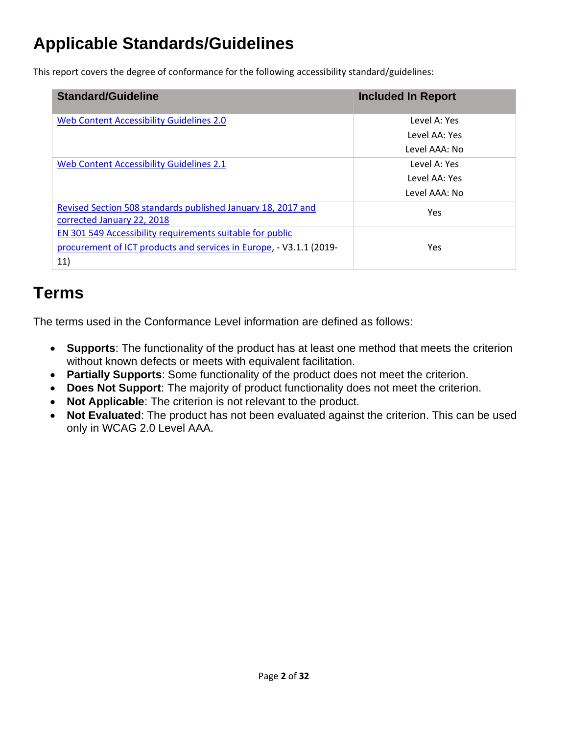# Applicable Standards/Guidelines

This report covers the degree of conformance for the following accessibility standard/guidelines:

| Standard/Guideline | Included In Report |
| --- | --- |
| Web Content Accessibility Guidelines 2.0 | Level A: Yes<br>Level AA: Yes<br>Level AAA: No |
| Web Content Accessibility Guidelines 2.1 | Level A: Yes<br>Level AA: Yes<br>Level AAA: No |
| Revised Section 508 standards published January 18, 2017 and corrected January 22, 2018 | Yes |
| EN 301 549 Accessibility requirements suitable for public procurement of ICT products and services in Europe, - V3.1.1 (2019-11) | Yes |

# Terms

The terms used in the Conformance Level information are defined as follows:

- **Supports**: The functionality of the product has at least one method that meets the criterion without known defects or meets with equivalent facilitation.
- **Partially Supports**: Some functionality of the product does not meet the criterion.
- **Does Not Support**: The majority of product functionality does not meet the criterion.
- **Not Applicable**: The criterion is not relevant to the product.
- **Not Evaluated**: The product has not been evaluated against the criterion. This can be used only in WCAG 2.0 Level AAA.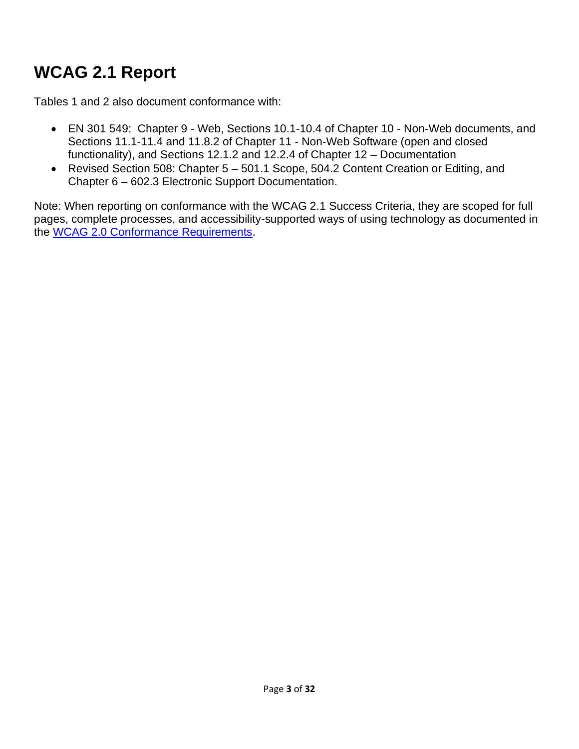# WCAG 2.1 Report

Tables 1 and 2 also document conformance with:

- EN 301 549: Chapter 9 - Web, Sections 10.1-10.4 of Chapter 10 - Non-Web documents, and Sections 11.1-11.4 and 11.8.2 of Chapter 11 - Non-Web Software (open and closed functionality), and Sections 12.1.2 and 12.2.4 of Chapter 12 – Documentation
- Revised Section 508: Chapter 5 – 501.1 Scope, 504.2 Content Creation or Editing, and Chapter 6 – 602.3 Electronic Support Documentation.

Note: When reporting on conformance with the WCAG 2.1 Success Criteria, they are scoped for full pages, complete processes, and accessibility-supported ways of using technology as documented in the [WCAG 2.0 Conformance Requirements](WCAG 2.0 Conformance Requirements).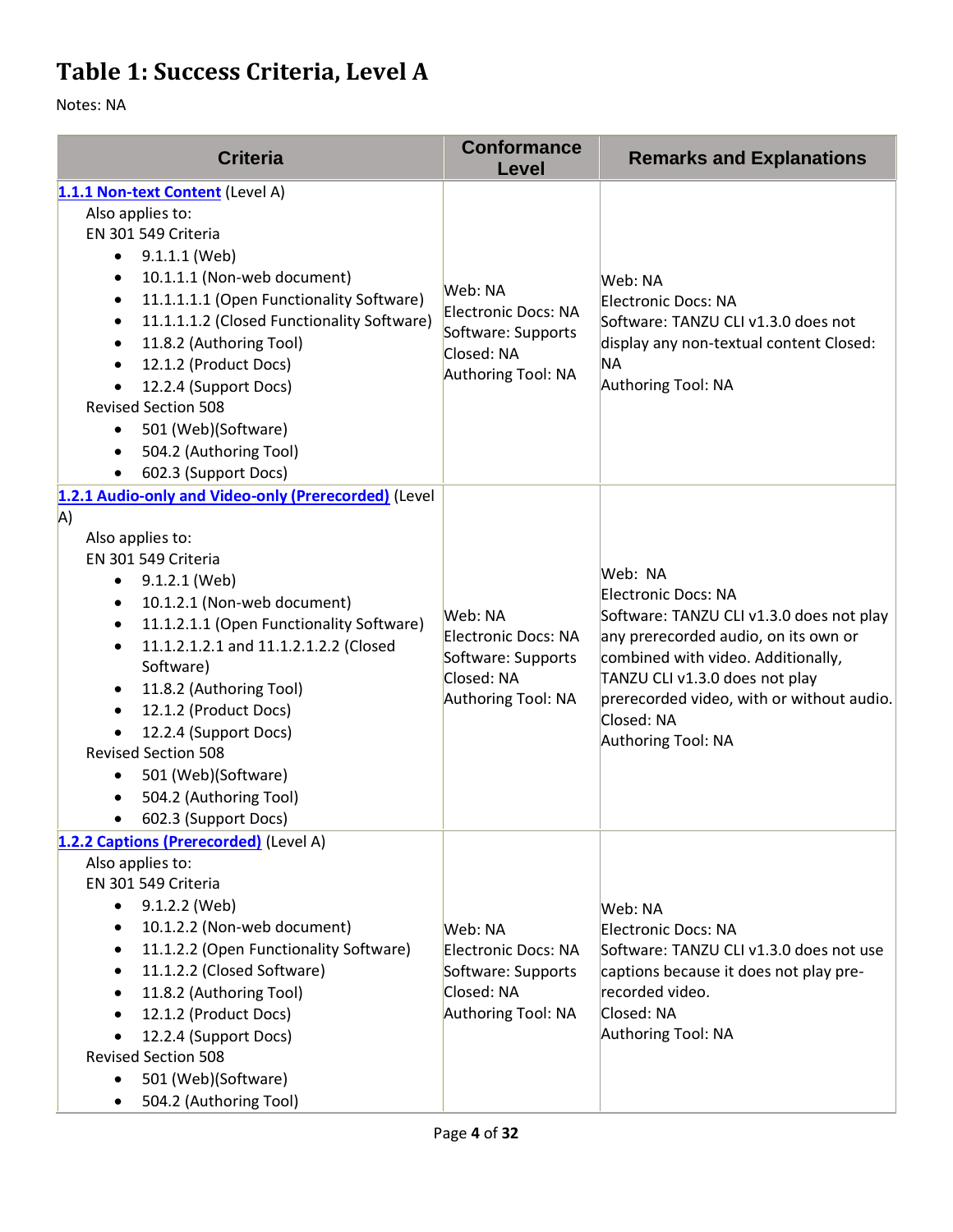# Table 1: Success Criteria, Level A

Notes: NA

| Criteria | Conformance Level | Remarks and Explanations |
| --- | --- | --- |
| [1.1.1 Non-text Content](#) (Level A)<br>Also applies to:<br>EN 301 549 Criteria<br>• 9.1.1.1 (Web)<br>• 10.1.1.1 (Non-web document)<br>• 11.1.1.1.1 (Open Functionality Software)<br>• 11.1.1.1.2 (Closed Functionality Software)<br>• 11.8.2 (Authoring Tool)<br>• 12.1.2 (Product Docs)<br>• 12.2.4 (Support Docs)<br>Revised Section 508<br>• 501 (Web)(Software)<br>• 504.2 (Authoring Tool)<br>• 602.3 (Support Docs) | Web: NA<br>Electronic Docs: NA<br>Software: Supports<br>Closed: NA<br>Authoring Tool: NA | Web: NA<br>Electronic Docs: NA<br>Software: TANZU CLI v1.3.0 does not display any non-textual content Closed: NA<br>Authoring Tool: NA |
| [1.2.1 Audio-only and Video-only (Prerecorded)](#) (Level A)<br>Also applies to:<br>EN 301 549 Criteria<br>• 9.1.2.1 (Web)<br>• 10.1.2.1 (Non-web document)<br>• 11.1.2.1.1 (Open Functionality Software)<br>• 11.1.2.1.2.1 and 11.1.2.1.2.2 (Closed Software)<br>• 11.8.2 (Authoring Tool)<br>• 12.1.2 (Product Docs)<br>• 12.2.4 (Support Docs)<br>Revised Section 508<br>• 501 (Web)(Software)<br>• 504.2 (Authoring Tool)<br>• 602.3 (Support Docs) | Web: NA<br>Electronic Docs: NA<br>Software: Supports<br>Closed: NA<br>Authoring Tool: NA | Web: NA<br>Electronic Docs: NA<br>Software: TANZU CLI v1.3.0 does not play any prerecorded audio, on its own or combined with video. Additionally, TANZU CLI v1.3.0 does not play prerecorded video, with or without audio.<br>Closed: NA<br>Authoring Tool: NA |
| [1.2.2 Captions (Prerecorded)](#) (Level A)<br>Also applies to:<br>EN 301 549 Criteria<br>• 9.1.2.2 (Web)<br>• 10.1.2.2 (Non-web document)<br>• 11.1.2.2 (Open Functionality Software)<br>• 11.1.2.2 (Closed Software)<br>• 11.8.2 (Authoring Tool)<br>• 12.1.2 (Product Docs)<br>• 12.2.4 (Support Docs)<br>Revised Section 508<br>• 501 (Web)(Software)<br>• 504.2 (Authoring Tool) | Web: NA<br>Electronic Docs: NA<br>Software: Supports<br>Closed: NA<br>Authoring Tool: NA | Web: NA<br>Electronic Docs: NA<br>Software: TANZU CLI v1.3.0 does not use captions because it does not play pre-recorded video.<br>Closed: NA<br>Authoring Tool: NA |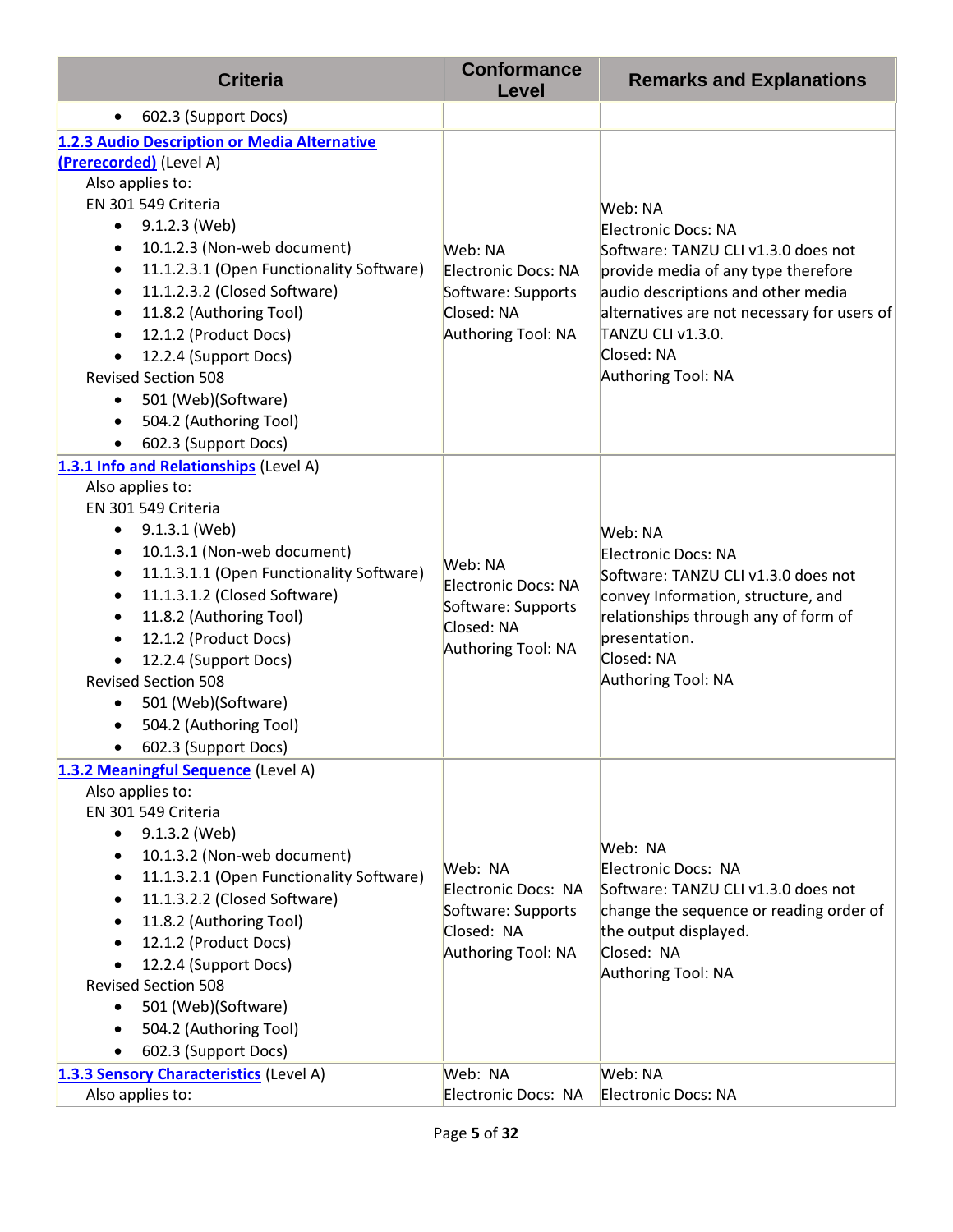| Criteria | Conformance Level | Remarks and Explanations |
|---|---|---|
| • 602.3 (Support Docs) | | |
| [1.2.3 Audio Description or Media Alternative (Prerecorded)](#) (Level A)<br>Also applies to:<br>EN 301 549 Criteria<br>• 9.1.2.3 (Web)<br>• 10.1.2.3 (Non-web document)<br>• 11.1.2.3.1 (Open Functionality Software)<br>• 11.1.2.3.2 (Closed Software)<br>• 11.8.2 (Authoring Tool)<br>• 12.1.2 (Product Docs)<br>• 12.2.4 (Support Docs)<br>Revised Section 508<br>• 501 (Web)(Software)<br>• 504.2 (Authoring Tool)<br>• 602.3 (Support Docs) | Web: NA<br>Electronic Docs: NA<br>Software: Supports<br>Closed: NA<br>Authoring Tool: NA | Web: NA<br>Electronic Docs: NA<br>Software: TANZU CLI v1.3.0 does not provide media of any type therefore audio descriptions and other media alternatives are not necessary for users of TANZU CLI v1.3.0.<br>Closed: NA<br>Authoring Tool: NA |
| [1.3.1 Info and Relationships](#) (Level A)<br>Also applies to:<br>EN 301 549 Criteria<br>• 9.1.3.1 (Web)<br>• 10.1.3.1 (Non-web document)<br>• 11.1.3.1.1 (Open Functionality Software)<br>• 11.1.3.1.2 (Closed Software)<br>• 11.8.2 (Authoring Tool)<br>• 12.1.2 (Product Docs)<br>• 12.2.4 (Support Docs)<br>Revised Section 508<br>• 501 (Web)(Software)<br>• 504.2 (Authoring Tool)<br>• 602.3 (Support Docs) | Web: NA<br>Electronic Docs: NA<br>Software: Supports<br>Closed: NA<br>Authoring Tool: NA | Web: NA<br>Electronic Docs: NA<br>Software: TANZU CLI v1.3.0 does not convey Information, structure, and relationships through any of form of presentation.<br>Closed: NA<br>Authoring Tool: NA |
| [1.3.2 Meaningful Sequence](#) (Level A)<br>Also applies to:<br>EN 301 549 Criteria<br>• 9.1.3.2 (Web)<br>• 10.1.3.2 (Non-web document)<br>• 11.1.3.2.1 (Open Functionality Software)<br>• 11.1.3.2.2 (Closed Software)<br>• 11.8.2 (Authoring Tool)<br>• 12.1.2 (Product Docs)<br>• 12.2.4 (Support Docs)<br>Revised Section 508<br>• 501 (Web)(Software)<br>• 504.2 (Authoring Tool)<br>• 602.3 (Support Docs) | Web: NA<br>Electronic Docs: NA<br>Software: Supports<br>Closed: NA<br>Authoring Tool: NA | Web: NA<br>Electronic Docs: NA<br>Software: TANZU CLI v1.3.0 does not change the sequence or reading order of the output displayed.<br>Closed: NA<br>Authoring Tool: NA |
| [1.3.3 Sensory Characteristics](#) (Level A)<br>Also applies to: | Web: NA<br>Electronic Docs: NA | Web: NA<br>Electronic Docs: NA |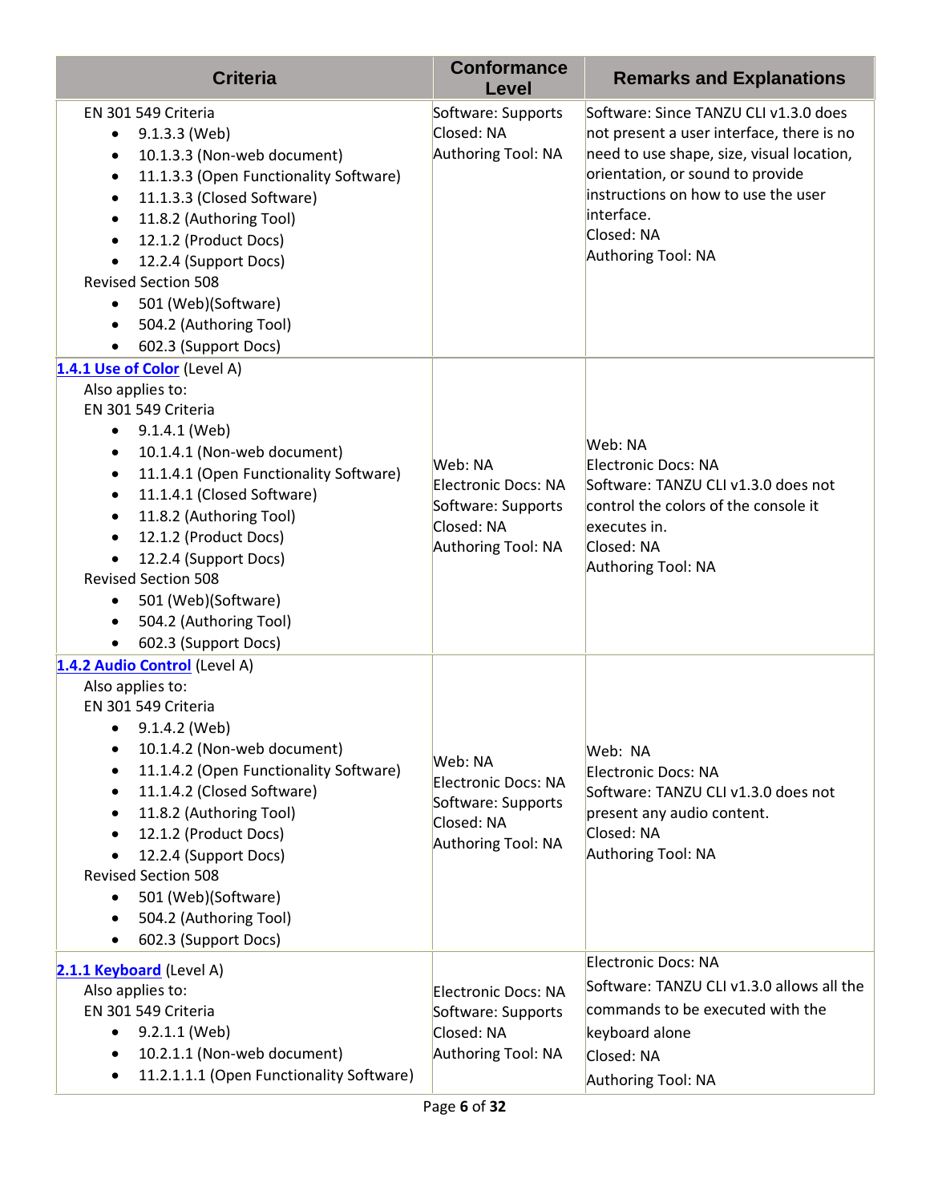| Criteria | Conformance Level | Remarks and Explanations |
|---|---|---|
| EN 301 549 Criteria<br>• 9.1.3.3 (Web)<br>• 10.1.3.3 (Non-web document)<br>• 11.1.3.3 (Open Functionality Software)<br>• 11.1.3.3 (Closed Software)<br>• 11.8.2 (Authoring Tool)<br>• 12.1.2 (Product Docs)<br>• 12.2.4 (Support Docs)<br>Revised Section 508<br>• 501 (Web)(Software)<br>• 504.2 (Authoring Tool)<br>• 602.3 (Support Docs) | Software: Supports<br>Closed: NA<br>Authoring Tool: NA | Software: Since TANZU CLI v1.3.0 does not present a user interface, there is no need to use shape, size, visual location, orientation, or sound to provide instructions on how to use the user interface.<br>Closed: NA<br>Authoring Tool: NA |
| **1.4.1 Use of Color** (Level A)<br>Also applies to:<br>EN 301 549 Criteria<br>• 9.1.4.1 (Web)<br>• 10.1.4.1 (Non-web document)<br>• 11.1.4.1 (Open Functionality Software)<br>• 11.1.4.1 (Closed Software)<br>• 11.8.2 (Authoring Tool)<br>• 12.1.2 (Product Docs)<br>• 12.2.4 (Support Docs)<br>Revised Section 508<br>• 501 (Web)(Software)<br>• 504.2 (Authoring Tool)<br>• 602.3 (Support Docs) | Web: NA<br>Electronic Docs: NA<br>Software: Supports<br>Closed: NA<br>Authoring Tool: NA | Web: NA<br>Electronic Docs: NA<br>Software: TANZU CLI v1.3.0 does not control the colors of the console it executes in.<br>Closed: NA<br>Authoring Tool: NA |
| **1.4.2 Audio Control** (Level A)<br>Also applies to:<br>EN 301 549 Criteria<br>• 9.1.4.2 (Web)<br>• 10.1.4.2 (Non-web document)<br>• 11.1.4.2 (Open Functionality Software)<br>• 11.1.4.2 (Closed Software)<br>• 11.8.2 (Authoring Tool)<br>• 12.1.2 (Product Docs)<br>• 12.2.4 (Support Docs)<br>Revised Section 508<br>• 501 (Web)(Software)<br>• 504.2 (Authoring Tool)<br>• 602.3 (Support Docs) | Web: NA<br>Electronic Docs: NA<br>Software: Supports<br>Closed: NA<br>Authoring Tool: NA | Web: NA<br>Electronic Docs: NA<br>Software: TANZU CLI v1.3.0 does not present any audio content.<br>Closed: NA<br>Authoring Tool: NA |
| **2.1.1 Keyboard** (Level A)<br>Also applies to:<br>EN 301 549 Criteria<br>• 9.2.1.1 (Web)<br>• 10.2.1.1 (Non-web document)<br>• 11.2.1.1.1 (Open Functionality Software) | Electronic Docs: NA<br>Software: Supports<br>Closed: NA<br>Authoring Tool: NA | Electronic Docs: NA<br>Software: TANZU CLI v1.3.0 allows all the commands to be executed with the keyboard alone<br>Closed: NA<br>Authoring Tool: NA |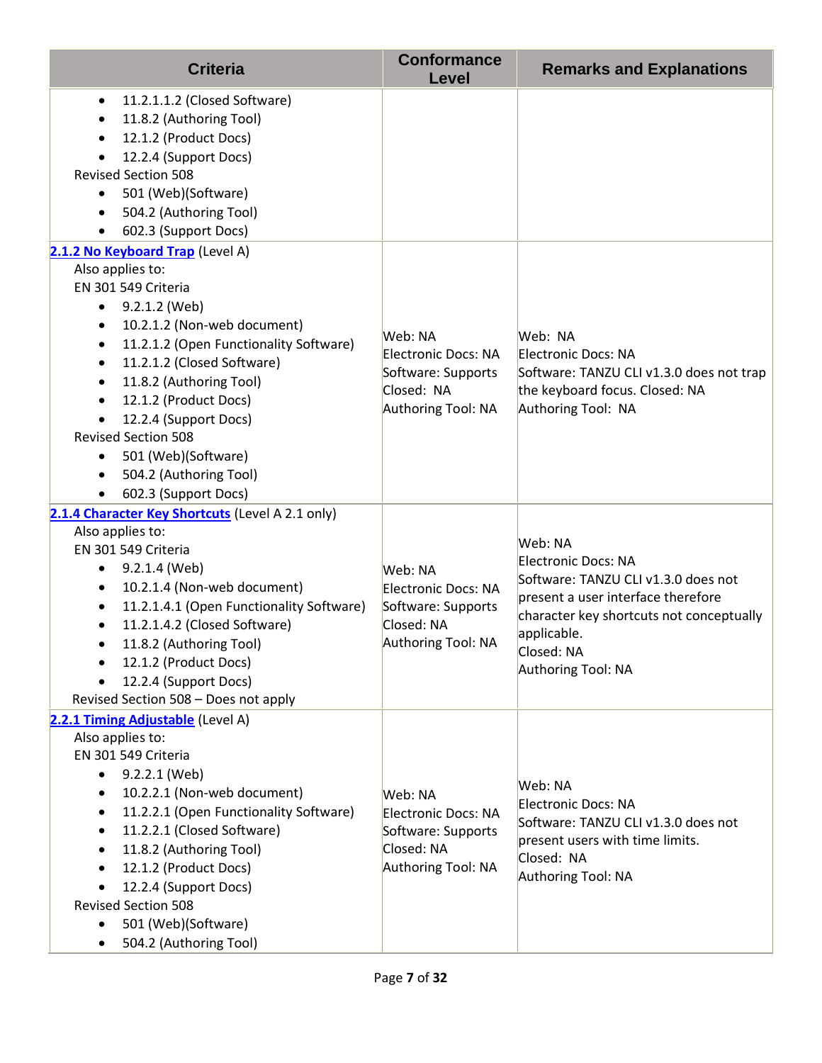| Criteria | Conformance Level | Remarks and Explanations |
|---|---|---|
| • 11.2.1.1.2 (Closed Software)<br>• 11.8.2 (Authoring Tool)<br>• 12.1.2 (Product Docs)<br>• 12.2.4 (Support Docs)<br>Revised Section 508<br>• 501 (Web)(Software)<br>• 504.2 (Authoring Tool)<br>• 602.3 (Support Docs) | | |
| **2.1.2 No Keyboard Trap** (Level A)<br>Also applies to:<br>EN 301 549 Criteria<br>• 9.2.1.2 (Web)<br>• 10.2.1.2 (Non-web document)<br>• 11.2.1.2 (Open Functionality Software)<br>• 11.2.1.2 (Closed Software)<br>• 11.8.2 (Authoring Tool)<br>• 12.1.2 (Product Docs)<br>• 12.2.4 (Support Docs)<br>Revised Section 508<br>• 501 (Web)(Software)<br>• 504.2 (Authoring Tool)<br>• 602.3 (Support Docs) | Web: NA<br>Electronic Docs: NA<br>Software: Supports<br>Closed: NA<br>Authoring Tool: NA | Web: NA<br>Electronic Docs: NA<br>Software: TANZU CLI v1.3.0 does not trap the keyboard focus. Closed: NA<br>Authoring Tool: NA |
| **2.1.4 Character Key Shortcuts** (Level A 2.1 only)<br>Also applies to:<br>EN 301 549 Criteria<br>• 9.2.1.4 (Web)<br>• 10.2.1.4 (Non-web document)<br>• 11.2.1.4.1 (Open Functionality Software)<br>• 11.2.1.4.2 (Closed Software)<br>• 11.8.2 (Authoring Tool)<br>• 12.1.2 (Product Docs)<br>• 12.2.4 (Support Docs)<br>Revised Section 508 – Does not apply | Web: NA<br>Electronic Docs: NA<br>Software: Supports<br>Closed: NA<br>Authoring Tool: NA | Web: NA<br>Electronic Docs: NA<br>Software: TANZU CLI v1.3.0 does not present a user interface therefore character key shortcuts not conceptually applicable.<br>Closed: NA<br>Authoring Tool: NA |
| **2.2.1 Timing Adjustable** (Level A)<br>Also applies to:<br>EN 301 549 Criteria<br>• 9.2.2.1 (Web)<br>• 10.2.2.1 (Non-web document)<br>• 11.2.2.1 (Open Functionality Software)<br>• 11.2.2.1 (Closed Software)<br>• 11.8.2 (Authoring Tool)<br>• 12.1.2 (Product Docs)<br>• 12.2.4 (Support Docs)<br>Revised Section 508<br>• 501 (Web)(Software)<br>• 504.2 (Authoring Tool) | Web: NA<br>Electronic Docs: NA<br>Software: Supports<br>Closed: NA<br>Authoring Tool: NA | Web: NA<br>Electronic Docs: NA<br>Software: TANZU CLI v1.3.0 does not present users with time limits.<br>Closed: NA<br>Authoring Tool: NA |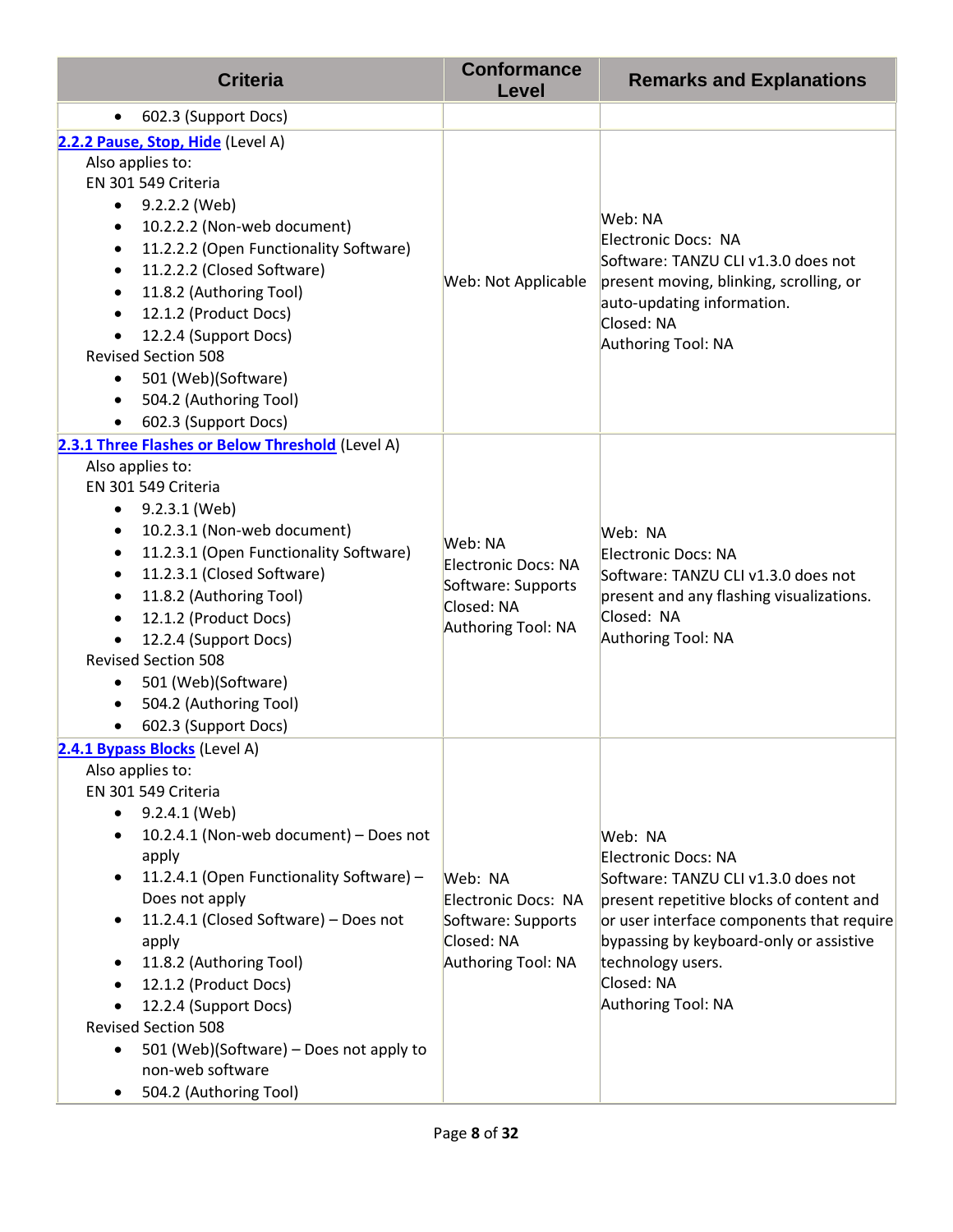| Criteria | Conformance Level | Remarks and Explanations |
|---|---|---|
| • 602.3 (Support Docs) | | |
| **2.2.2 Pause, Stop, Hide** (Level A)<br>Also applies to:<br>EN 301 549 Criteria<br>• 9.2.2.2 (Web)<br>• 10.2.2.2 (Non-web document)<br>• 11.2.2.2 (Open Functionality Software)<br>• 11.2.2.2 (Closed Software)<br>• 11.8.2 (Authoring Tool)<br>• 12.1.2 (Product Docs)<br>• 12.2.4 (Support Docs)<br>Revised Section 508<br>• 501 (Web)(Software)<br>• 504.2 (Authoring Tool)<br>• 602.3 (Support Docs) | Web: Not Applicable | Web: NA<br>Electronic Docs: NA<br>Software: TANZU CLI v1.3.0 does not present moving, blinking, scrolling, or auto-updating information.<br>Closed: NA<br>Authoring Tool: NA |
| **2.3.1 Three Flashes or Below Threshold** (Level A)<br>Also applies to:<br>EN 301 549 Criteria<br>• 9.2.3.1 (Web)<br>• 10.2.3.1 (Non-web document)<br>• 11.2.3.1 (Open Functionality Software)<br>• 11.2.3.1 (Closed Software)<br>• 11.8.2 (Authoring Tool)<br>• 12.1.2 (Product Docs)<br>• 12.2.4 (Support Docs)<br>Revised Section 508<br>• 501 (Web)(Software)<br>• 504.2 (Authoring Tool)<br>• 602.3 (Support Docs) | Web: NA<br>Electronic Docs: NA<br>Software: Supports<br>Closed: NA<br>Authoring Tool: NA | Web: NA<br>Electronic Docs: NA<br>Software: TANZU CLI v1.3.0 does not present and any flashing visualizations.<br>Closed: NA<br>Authoring Tool: NA |
| **2.4.1 Bypass Blocks** (Level A)<br>Also applies to:<br>EN 301 549 Criteria<br>• 9.2.4.1 (Web)<br>• 10.2.4.1 (Non-web document) – Does not apply<br>• 11.2.4.1 (Open Functionality Software) – Does not apply<br>• 11.2.4.1 (Closed Software) – Does not apply<br>• 11.8.2 (Authoring Tool)<br>• 12.1.2 (Product Docs)<br>• 12.2.4 (Support Docs)<br>Revised Section 508<br>• 501 (Web)(Software) – Does not apply to non-web software<br>• 504.2 (Authoring Tool) | Web: NA<br>Electronic Docs: NA<br>Software: Supports<br>Closed: NA<br>Authoring Tool: NA | Web: NA<br>Electronic Docs: NA<br>Software: TANZU CLI v1.3.0 does not present repetitive blocks of content and or user interface components that require bypassing by keyboard-only or assistive technology users.<br>Closed: NA<br>Authoring Tool: NA |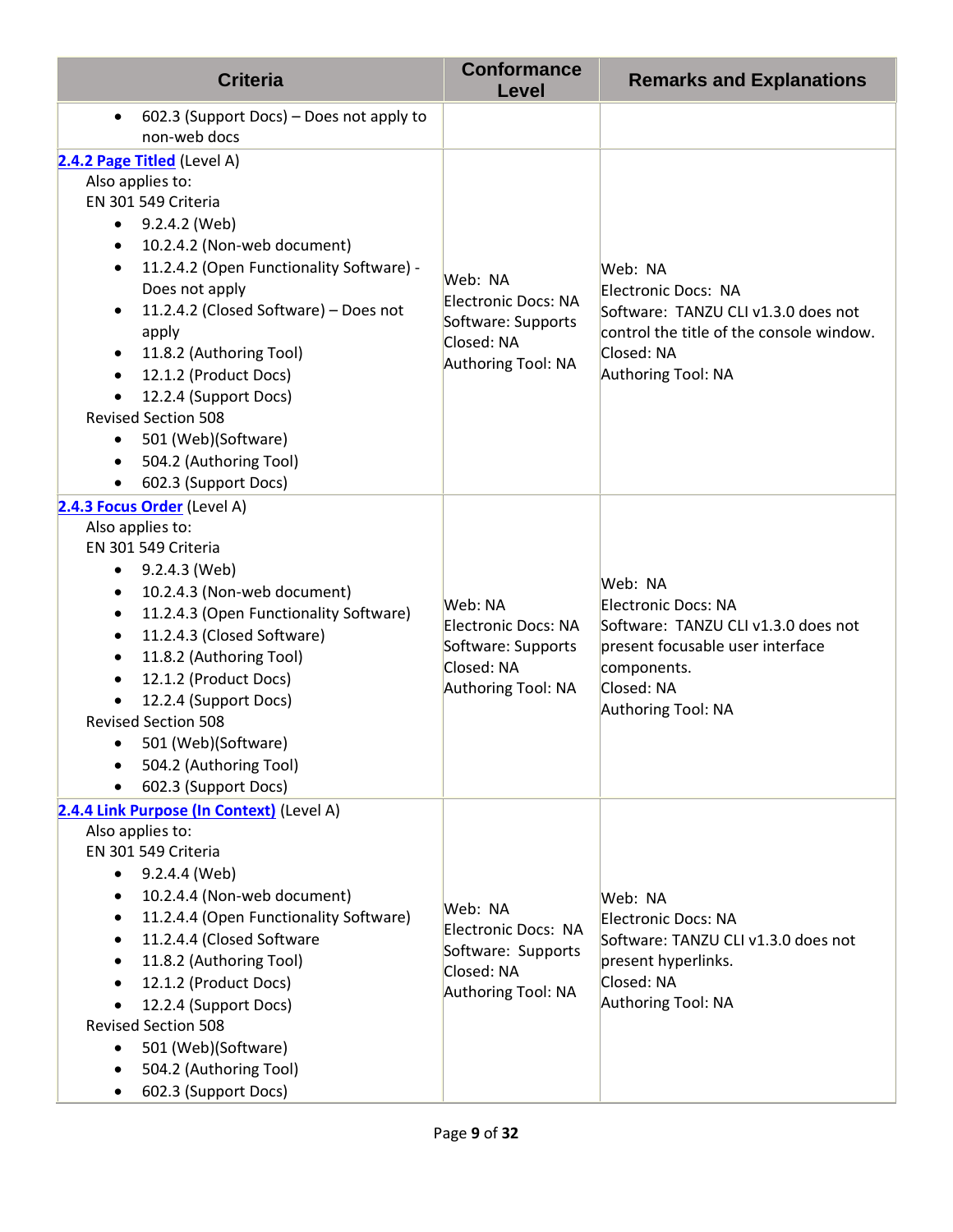| Criteria | Conformance Level | Remarks and Explanations |
|---|---|---|
| • 602.3 (Support Docs) – Does not apply to non-web docs | | |
| **2.4.2 Page Titled** (Level A)<br>Also applies to:<br>EN 301 549 Criteria<br>• 9.2.4.2 (Web)<br>• 10.2.4.2 (Non-web document)<br>• 11.2.4.2 (Open Functionality Software) - Does not apply<br>• 11.2.4.2 (Closed Software) – Does not apply<br>• 11.8.2 (Authoring Tool)<br>• 12.1.2 (Product Docs)<br>• 12.2.4 (Support Docs)<br>Revised Section 508<br>• 501 (Web)(Software)<br>• 504.2 (Authoring Tool)<br>• 602.3 (Support Docs) | Web: NA<br>Electronic Docs: NA<br>Software: Supports<br>Closed: NA<br>Authoring Tool: NA | Web: NA<br>Electronic Docs: NA<br>Software: TANZU CLI v1.3.0 does not control the title of the console window.<br>Closed: NA<br>Authoring Tool: NA |
| **2.4.3 Focus Order** (Level A)<br>Also applies to:<br>EN 301 549 Criteria<br>• 9.2.4.3 (Web)<br>• 10.2.4.3 (Non-web document)<br>• 11.2.4.3 (Open Functionality Software)<br>• 11.2.4.3 (Closed Software)<br>• 11.8.2 (Authoring Tool)<br>• 12.1.2 (Product Docs)<br>• 12.2.4 (Support Docs)<br>Revised Section 508<br>• 501 (Web)(Software)<br>• 504.2 (Authoring Tool)<br>• 602.3 (Support Docs) | Web: NA<br>Electronic Docs: NA<br>Software: Supports<br>Closed: NA<br>Authoring Tool: NA | Web: NA<br>Electronic Docs: NA<br>Software: TANZU CLI v1.3.0 does not present focusable user interface components.<br>Closed: NA<br>Authoring Tool: NA |
| **2.4.4 Link Purpose (In Context)** (Level A)<br>Also applies to:<br>EN 301 549 Criteria<br>• 9.2.4.4 (Web)<br>• 10.2.4.4 (Non-web document)<br>• 11.2.4.4 (Open Functionality Software)<br>• 11.2.4.4 (Closed Software<br>• 11.8.2 (Authoring Tool)<br>• 12.1.2 (Product Docs)<br>• 12.2.4 (Support Docs)<br>Revised Section 508<br>• 501 (Web)(Software)<br>• 504.2 (Authoring Tool)<br>• 602.3 (Support Docs) | Web: NA<br>Electronic Docs: NA<br>Software: Supports<br>Closed: NA<br>Authoring Tool: NA | Web: NA<br>Electronic Docs: NA<br>Software: TANZU CLI v1.3.0 does not present hyperlinks.<br>Closed: NA<br>Authoring Tool: NA |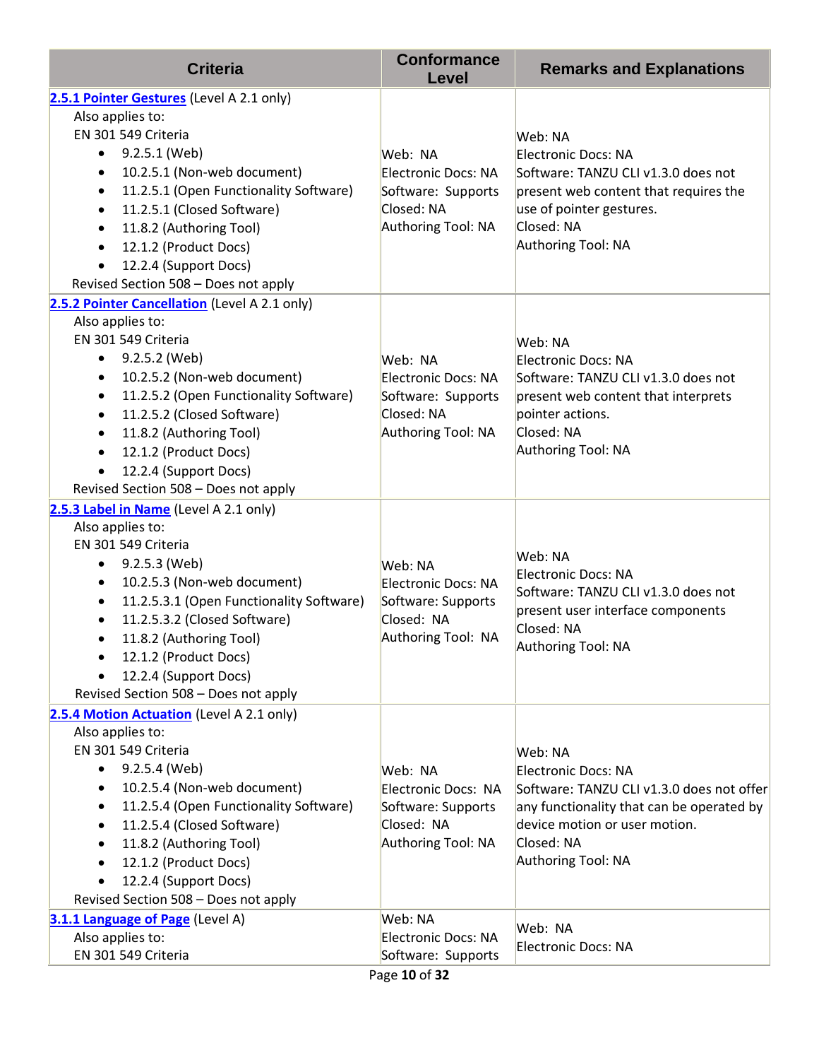| Criteria | Conformance Level | Remarks and Explanations |
|---|---|---|
| **2.5.1 Pointer Gestures** (Level A 2.1 only)<br>Also applies to:<br>EN 301 549 Criteria<br>• 9.2.5.1 (Web)<br>• 10.2.5.1 (Non-web document)<br>• 11.2.5.1 (Open Functionality Software)<br>• 11.2.5.1 (Closed Software)<br>• 11.8.2 (Authoring Tool)<br>• 12.1.2 (Product Docs)<br>• 12.2.4 (Support Docs)<br>Revised Section 508 – Does not apply | Web: NA<br>Electronic Docs: NA<br>Software: Supports<br>Closed: NA<br>Authoring Tool: NA | Web: NA<br>Electronic Docs: NA<br>Software: TANZU CLI v1.3.0 does not present web content that requires the use of pointer gestures.<br>Closed: NA<br>Authoring Tool: NA |
| **2.5.2 Pointer Cancellation** (Level A 2.1 only)<br>Also applies to:<br>EN 301 549 Criteria<br>• 9.2.5.2 (Web)<br>• 10.2.5.2 (Non-web document)<br>• 11.2.5.2 (Open Functionality Software)<br>• 11.2.5.2 (Closed Software)<br>• 11.8.2 (Authoring Tool)<br>• 12.1.2 (Product Docs)<br>• 12.2.4 (Support Docs)<br>Revised Section 508 – Does not apply | Web: NA<br>Electronic Docs: NA<br>Software: Supports<br>Closed: NA<br>Authoring Tool: NA | Web: NA<br>Electronic Docs: NA<br>Software: TANZU CLI v1.3.0 does not present web content that interprets pointer actions.<br>Closed: NA<br>Authoring Tool: NA |
| **2.5.3 Label in Name** (Level A 2.1 only)<br>Also applies to:<br>EN 301 549 Criteria<br>• 9.2.5.3 (Web)<br>• 10.2.5.3 (Non-web document)<br>• 11.2.5.3.1 (Open Functionality Software)<br>• 11.2.5.3.2 (Closed Software)<br>• 11.8.2 (Authoring Tool)<br>• 12.1.2 (Product Docs)<br>• 12.2.4 (Support Docs)<br>Revised Section 508 – Does not apply | Web: NA<br>Electronic Docs: NA<br>Software: Supports<br>Closed: NA<br>Authoring Tool: NA | Web: NA<br>Electronic Docs: NA<br>Software: TANZU CLI v1.3.0 does not present user interface components<br>Closed: NA<br>Authoring Tool: NA |
| **2.5.4 Motion Actuation** (Level A 2.1 only)<br>Also applies to:<br>EN 301 549 Criteria<br>• 9.2.5.4 (Web)<br>• 10.2.5.4 (Non-web document)<br>• 11.2.5.4 (Open Functionality Software)<br>• 11.2.5.4 (Closed Software)<br>• 11.8.2 (Authoring Tool)<br>• 12.1.2 (Product Docs)<br>• 12.2.4 (Support Docs)<br>Revised Section 508 – Does not apply | Web: NA<br>Electronic Docs: NA<br>Software: Supports<br>Closed: NA<br>Authoring Tool: NA | Web: NA<br>Electronic Docs: NA<br>Software: TANZU CLI v1.3.0 does not offer any functionality that can be operated by device motion or user motion.<br>Closed: NA<br>Authoring Tool: NA |
| **3.1.1 Language of Page** (Level A)<br>Also applies to:<br>EN 301 549 Criteria | Web: NA<br>Electronic Docs: NA<br>Software: Supports | Web: NA<br>Electronic Docs: NA |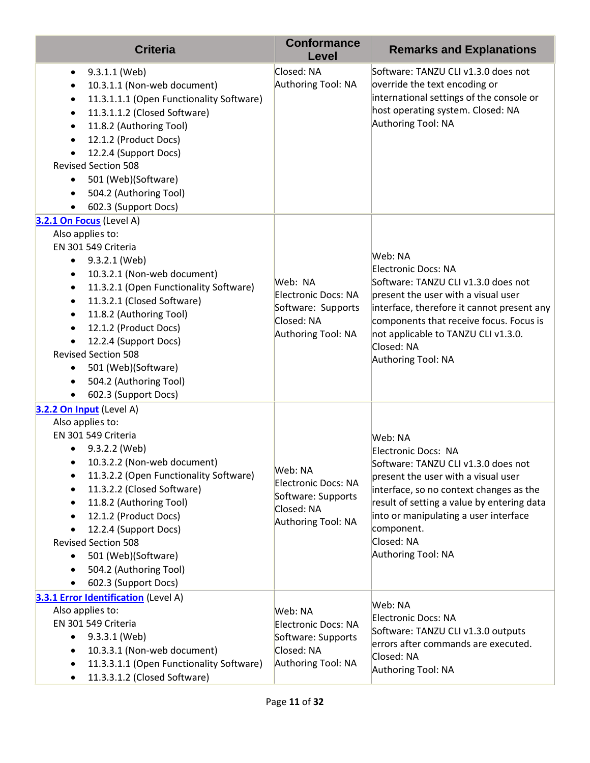| Criteria | Conformance Level | Remarks and Explanations |
| --- | --- | --- |
| <ul><li>9.3.1.1 (Web)</li><li>10.3.1.1 (Non-web document)</li><li>11.3.1.1.1 (Open Functionality Software)</li><li>11.3.1.1.2 (Closed Software)</li><li>11.8.2 (Authoring Tool)</li><li>12.1.2 (Product Docs)</li><li>12.2.4 (Support Docs)</li></ul>Revised Section 508<ul><li>501 (Web)(Software)</li><li>504.2 (Authoring Tool)</li><li>602.3 (Support Docs)</li></ul> | Closed: NA<br>Authoring Tool: NA | Software: TANZU CLI v1.3.0 does not override the text encoding or international settings of the console or host operating system. Closed: NA<br>Authoring Tool: NA |
| **3.2.1 On Focus** (Level A)<br>Also applies to:<br>EN 301 549 Criteria<ul><li>9.3.2.1 (Web)</li><li>10.3.2.1 (Non-web document)</li><li>11.3.2.1 (Open Functionality Software)</li><li>11.3.2.1 (Closed Software)</li><li>11.8.2 (Authoring Tool)</li><li>12.1.2 (Product Docs)</li><li>12.2.4 (Support Docs)</li></ul>Revised Section 508<ul><li>501 (Web)(Software)</li><li>504.2 (Authoring Tool)</li><li>602.3 (Support Docs)</li></ul> | Web: NA<br>Electronic Docs: NA<br>Software: Supports<br>Closed: NA<br>Authoring Tool: NA | Web: NA<br>Electronic Docs: NA<br>Software: TANZU CLI v1.3.0 does not present the user with a visual user interface, therefore it cannot present any components that receive focus. Focus is not applicable to TANZU CLI v1.3.0.<br>Closed: NA<br>Authoring Tool: NA |
| **3.2.2 On Input** (Level A)<br>Also applies to:<br>EN 301 549 Criteria<ul><li>9.3.2.2 (Web)</li><li>10.3.2.2 (Non-web document)</li><li>11.3.2.2 (Open Functionality Software)</li><li>11.3.2.2 (Closed Software)</li><li>11.8.2 (Authoring Tool)</li><li>12.1.2 (Product Docs)</li><li>12.2.4 (Support Docs)</li></ul>Revised Section 508<ul><li>501 (Web)(Software)</li><li>504.2 (Authoring Tool)</li><li>602.3 (Support Docs)</li></ul> | Web: NA<br>Electronic Docs: NA<br>Software: Supports<br>Closed: NA<br>Authoring Tool: NA | Web: NA<br>Electronic Docs: NA<br>Software: TANZU CLI v1.3.0 does not present the user with a visual user interface, so no context changes as the result of setting a value by entering data into or manipulating a user interface component.<br>Closed: NA<br>Authoring Tool: NA |
| **3.3.1 Error Identification** (Level A)<br>Also applies to:<br>EN 301 549 Criteria<ul><li>9.3.3.1 (Web)</li><li>10.3.3.1 (Non-web document)</li><li>11.3.3.1.1 (Open Functionality Software)</li><li>11.3.3.1.2 (Closed Software)</li></ul> | Web: NA<br>Electronic Docs: NA<br>Software: Supports<br>Closed: NA<br>Authoring Tool: NA | Web: NA<br>Electronic Docs: NA<br>Software: TANZU CLI v1.3.0 outputs errors after commands are executed.<br>Closed: NA<br>Authoring Tool: NA |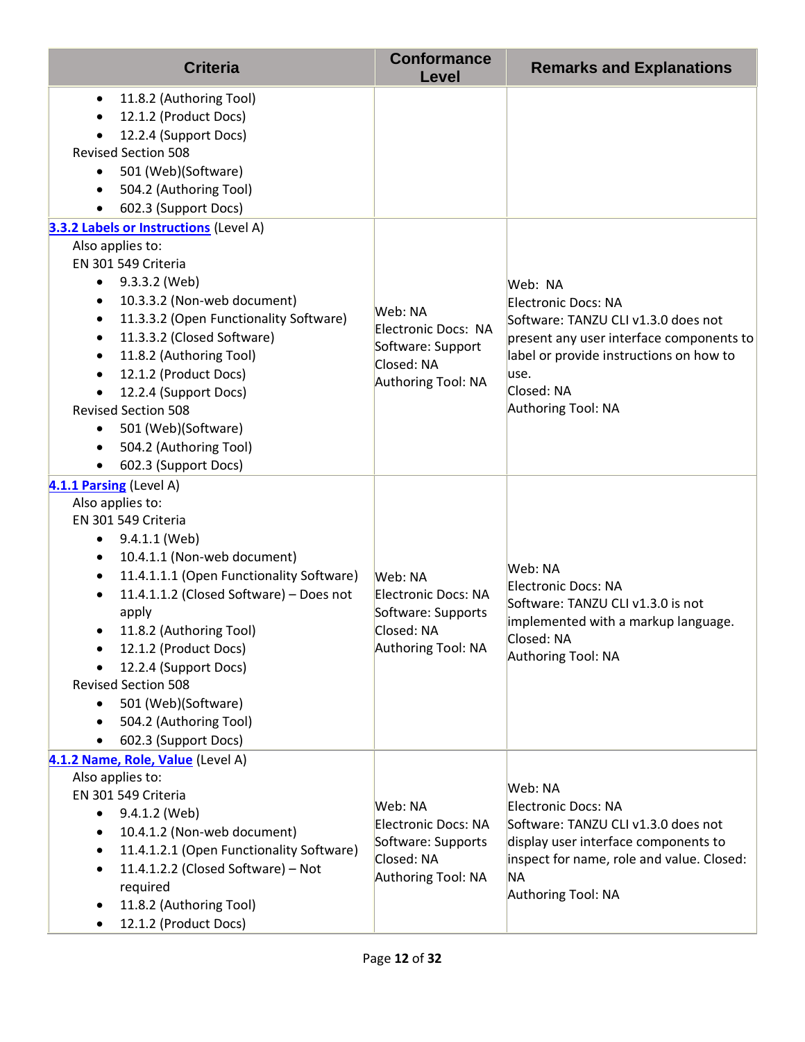| Criteria | Conformance Level | Remarks and Explanations |
| --- | --- | --- |
| • 11.8.2 (Authoring Tool)<br>• 12.1.2 (Product Docs)<br>• 12.2.4 (Support Docs)<br>Revised Section 508<br>• 501 (Web)(Software)<br>• 504.2 (Authoring Tool)<br>• 602.3 (Support Docs) | | |
| [3.3.2 Labels or Instructions]() (Level A)<br>Also applies to:<br>EN 301 549 Criteria<br>• 9.3.3.2 (Web)<br>• 10.3.3.2 (Non-web document)<br>• 11.3.3.2 (Open Functionality Software)<br>• 11.3.3.2 (Closed Software)<br>• 11.8.2 (Authoring Tool)<br>• 12.1.2 (Product Docs)<br>• 12.2.4 (Support Docs)<br>Revised Section 508<br>• 501 (Web)(Software)<br>• 504.2 (Authoring Tool)<br>• 602.3 (Support Docs) | Web: NA<br>Electronic Docs: NA<br>Software: Support<br>Closed: NA<br>Authoring Tool: NA | Web: NA<br>Electronic Docs: NA<br>Software: TANZU CLI v1.3.0 does not present any user interface components to label or provide instructions on how to use.<br>Closed: NA<br>Authoring Tool: NA |
| [4.1.1 Parsing]() (Level A)<br>Also applies to:<br>EN 301 549 Criteria<br>• 9.4.1.1 (Web)<br>• 10.4.1.1 (Non-web document)<br>• 11.4.1.1.1 (Open Functionality Software)<br>• 11.4.1.1.2 (Closed Software) – Does not apply<br>• 11.8.2 (Authoring Tool)<br>• 12.1.2 (Product Docs)<br>• 12.2.4 (Support Docs)<br>Revised Section 508<br>• 501 (Web)(Software)<br>• 504.2 (Authoring Tool)<br>• 602.3 (Support Docs) | Web: NA<br>Electronic Docs: NA<br>Software: Supports<br>Closed: NA<br>Authoring Tool: NA | Web: NA<br>Electronic Docs: NA<br>Software: TANZU CLI v1.3.0 is not implemented with a markup language.<br>Closed: NA<br>Authoring Tool: NA |
| [4.1.2 Name, Role, Value]() (Level A)<br>Also applies to:<br>EN 301 549 Criteria<br>• 9.4.1.2 (Web)<br>• 10.4.1.2 (Non-web document)<br>• 11.4.1.2.1 (Open Functionality Software)<br>• 11.4.1.2.2 (Closed Software) – Not required<br>• 11.8.2 (Authoring Tool)<br>• 12.1.2 (Product Docs) | Web: NA<br>Electronic Docs: NA<br>Software: Supports<br>Closed: NA<br>Authoring Tool: NA | Web: NA<br>Electronic Docs: NA<br>Software: TANZU CLI v1.3.0 does not display user interface components to inspect for name, role and value. Closed: NA<br>Authoring Tool: NA |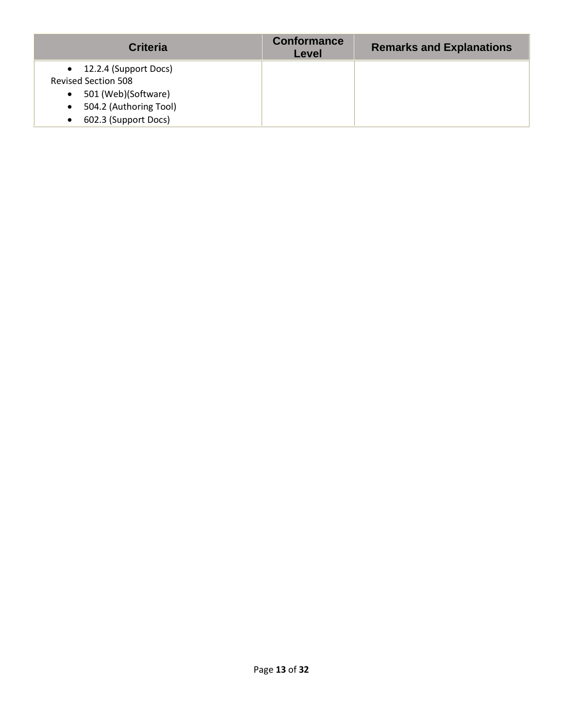| Criteria | Conformance Level | Remarks and Explanations |
|---|---|---|
| • 12.2.4 (Support Docs)<br>Revised Section 508<br>• 501 (Web)(Software)<br>• 504.2 (Authoring Tool)<br>• 602.3 (Support Docs) | | |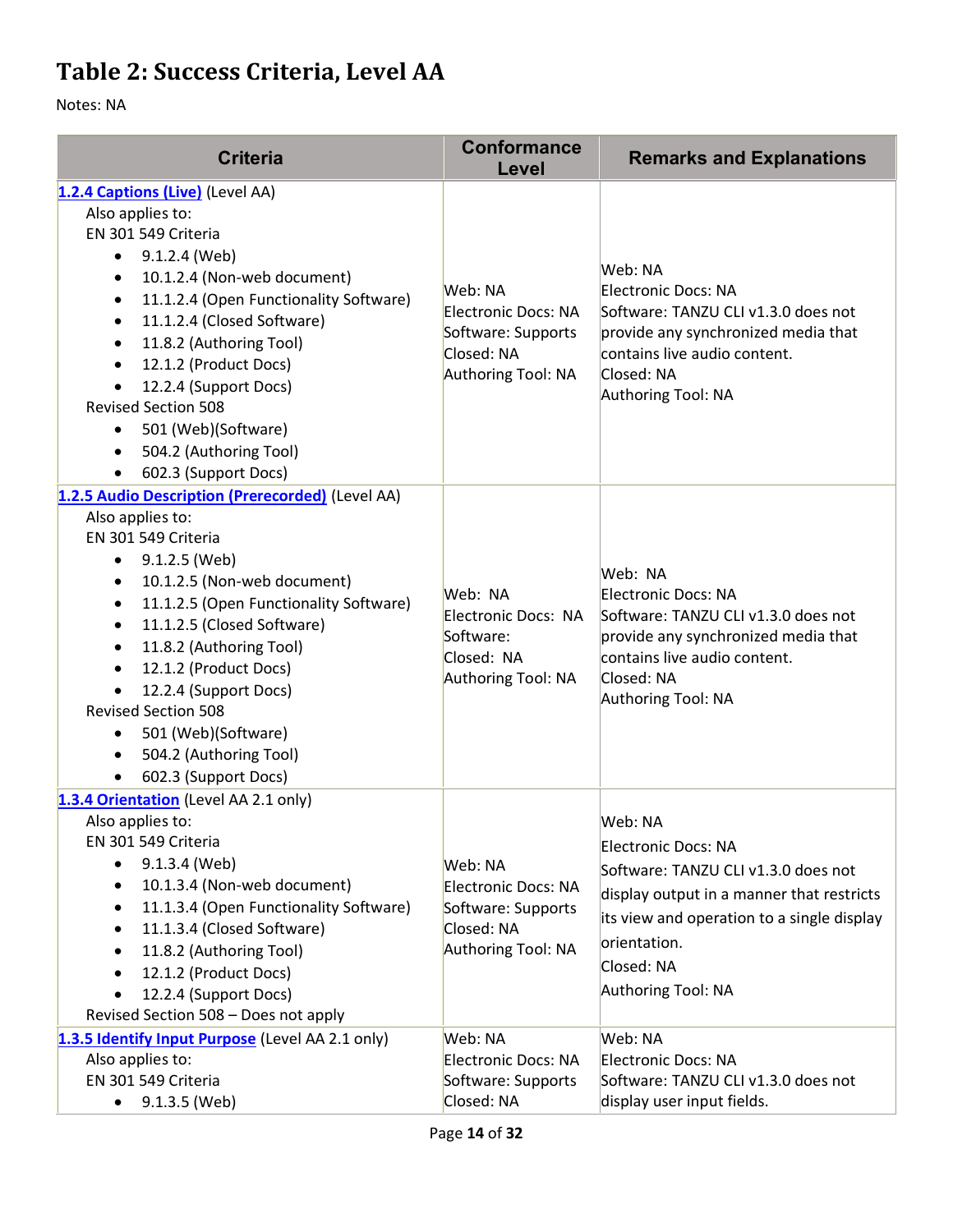# Table 2: Success Criteria, Level AA

Notes: NA

| Criteria | Conformance Level | Remarks and Explanations |
|---|---|---|
| [1.2.4 Captions (Live)](#) (Level AA)<br>Also applies to:<br>EN 301 549 Criteria<br>• 9.1.2.4 (Web)<br>• 10.1.2.4 (Non-web document)<br>• 11.1.2.4 (Open Functionality Software)<br>• 11.1.2.4 (Closed Software)<br>• 11.8.2 (Authoring Tool)<br>• 12.1.2 (Product Docs)<br>• 12.2.4 (Support Docs)<br>Revised Section 508<br>• 501 (Web)(Software)<br>• 504.2 (Authoring Tool)<br>• 602.3 (Support Docs) | Web: NA<br>Electronic Docs: NA<br>Software: Supports<br>Closed: NA<br>Authoring Tool: NA | Web: NA<br>Electronic Docs: NA<br>Software: TANZU CLI v1.3.0 does not provide any synchronized media that contains live audio content.<br>Closed: NA<br>Authoring Tool: NA |
| [1.2.5 Audio Description (Prerecorded)](#) (Level AA)<br>Also applies to:<br>EN 301 549 Criteria<br>• 9.1.2.5 (Web)<br>• 10.1.2.5 (Non-web document)<br>• 11.1.2.5 (Open Functionality Software)<br>• 11.1.2.5 (Closed Software)<br>• 11.8.2 (Authoring Tool)<br>• 12.1.2 (Product Docs)<br>• 12.2.4 (Support Docs)<br>Revised Section 508<br>• 501 (Web)(Software)<br>• 504.2 (Authoring Tool)<br>• 602.3 (Support Docs) | Web: NA<br>Electronic Docs: NA<br>Software:<br>Closed: NA<br>Authoring Tool: NA | Web: NA<br>Electronic Docs: NA<br>Software: TANZU CLI v1.3.0 does not provide any synchronized media that contains live audio content.<br>Closed: NA<br>Authoring Tool: NA |
| [1.3.4 Orientation](#) (Level AA 2.1 only)<br>Also applies to:<br>EN 301 549 Criteria<br>• 9.1.3.4 (Web)<br>• 10.1.3.4 (Non-web document)<br>• 11.1.3.4 (Open Functionality Software)<br>• 11.1.3.4 (Closed Software)<br>• 11.8.2 (Authoring Tool)<br>• 12.1.2 (Product Docs)<br>• 12.2.4 (Support Docs)<br>Revised Section 508 – Does not apply | Web: NA<br>Electronic Docs: NA<br>Software: Supports<br>Closed: NA<br>Authoring Tool: NA | Web: NA<br>Electronic Docs: NA<br>Software: TANZU CLI v1.3.0 does not display output in a manner that restricts its view and operation to a single display orientation.<br>Closed: NA<br>Authoring Tool: NA |
| [1.3.5 Identify Input Purpose](#) (Level AA 2.1 only)<br>Also applies to:<br>EN 301 549 Criteria<br>• 9.1.3.5 (Web) | Web: NA<br>Electronic Docs: NA<br>Software: Supports<br>Closed: NA | Web: NA<br>Electronic Docs: NA<br>Software: TANZU CLI v1.3.0 does not display user input fields. |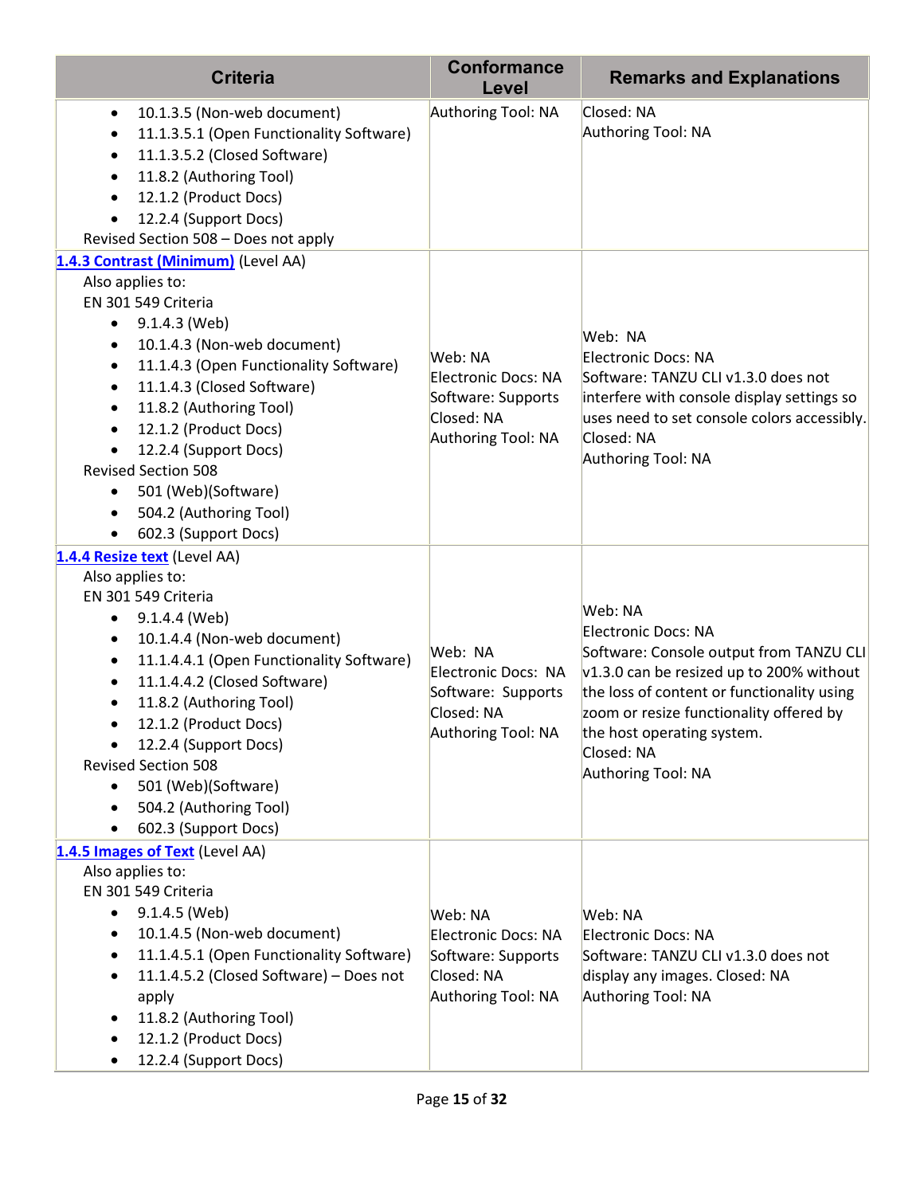| Criteria | Conformance Level | Remarks and Explanations |
| --- | --- | --- |
| • 10.1.3.5 (Non-web document)<br>• 11.1.3.5.1 (Open Functionality Software)<br>• 11.1.3.5.2 (Closed Software)<br>• 11.8.2 (Authoring Tool)<br>• 12.1.2 (Product Docs)<br>• 12.2.4 (Support Docs)<br>Revised Section 508 – Does not apply | Authoring Tool: NA | Closed: NA<br>Authoring Tool: NA |
| [1.4.3 Contrast (Minimum)](#) (Level AA)<br>Also applies to:<br>EN 301 549 Criteria<br>• 9.1.4.3 (Web)<br>• 10.1.4.3 (Non-web document)<br>• 11.1.4.3 (Open Functionality Software)<br>• 11.1.4.3 (Closed Software)<br>• 11.8.2 (Authoring Tool)<br>• 12.1.2 (Product Docs)<br>• 12.2.4 (Support Docs)<br>Revised Section 508<br>• 501 (Web)(Software)<br>• 504.2 (Authoring Tool)<br>• 602.3 (Support Docs) | Web: NA<br>Electronic Docs: NA<br>Software: Supports<br>Closed: NA<br>Authoring Tool: NA | Web: NA<br>Electronic Docs: NA<br>Software: TANZU CLI v1.3.0 does not interfere with console display settings so uses need to set console colors accessibly.<br>Closed: NA<br>Authoring Tool: NA |
| [1.4.4 Resize text](#) (Level AA)<br>Also applies to:<br>EN 301 549 Criteria<br>• 9.1.4.4 (Web)<br>• 10.1.4.4 (Non-web document)<br>• 11.1.4.4.1 (Open Functionality Software)<br>• 11.1.4.4.2 (Closed Software)<br>• 11.8.2 (Authoring Tool)<br>• 12.1.2 (Product Docs)<br>• 12.2.4 (Support Docs)<br>Revised Section 508<br>• 501 (Web)(Software)<br>• 504.2 (Authoring Tool)<br>• 602.3 (Support Docs) | Web: NA<br>Electronic Docs: NA<br>Software: Supports<br>Closed: NA<br>Authoring Tool: NA | Web: NA<br>Electronic Docs: NA<br>Software: Console output from TANZU CLI v1.3.0 can be resized up to 200% without the loss of content or functionality using zoom or resize functionality offered by the host operating system.<br>Closed: NA<br>Authoring Tool: NA |
| [1.4.5 Images of Text](#) (Level AA)<br>Also applies to:<br>EN 301 549 Criteria<br>• 9.1.4.5 (Web)<br>• 10.1.4.5 (Non-web document)<br>• 11.1.4.5.1 (Open Functionality Software)<br>• 11.1.4.5.2 (Closed Software) – Does not apply<br>• 11.8.2 (Authoring Tool)<br>• 12.1.2 (Product Docs)<br>• 12.2.4 (Support Docs) | Web: NA<br>Electronic Docs: NA<br>Software: Supports<br>Closed: NA<br>Authoring Tool: NA | Web: NA<br>Electronic Docs: NA<br>Software: TANZU CLI v1.3.0 does not display any images. Closed: NA<br>Authoring Tool: NA |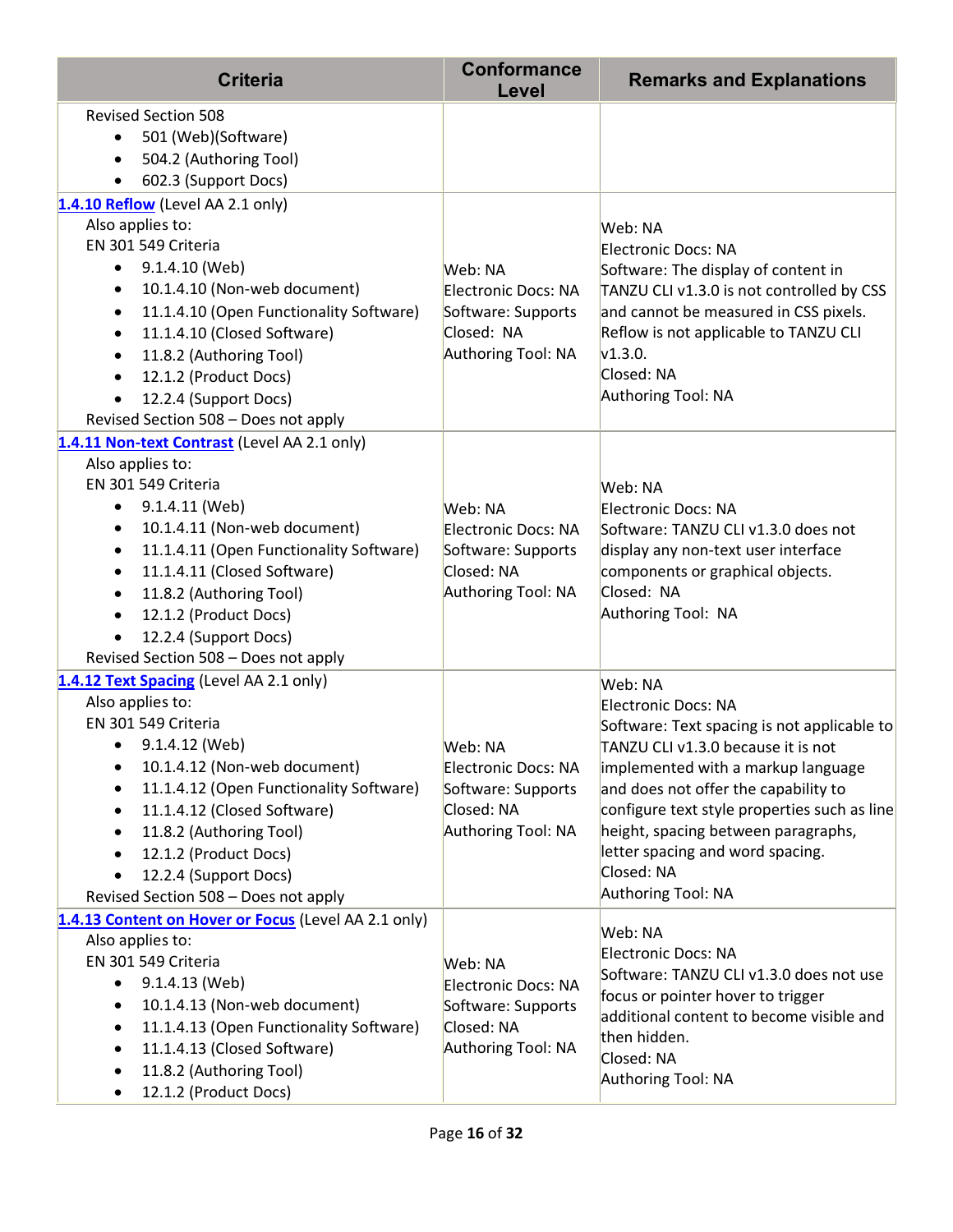| Criteria | Conformance Level | Remarks and Explanations |
|---|---|---|
| Revised Section 508<br>• 501 (Web)(Software)<br>• 504.2 (Authoring Tool)<br>• 602.3 (Support Docs) | | |
| [1.4.10 Reflow](#) (Level AA 2.1 only)<br>Also applies to:<br>EN 301 549 Criteria<br>• 9.1.4.10 (Web)<br>• 10.1.4.10 (Non-web document)<br>• 11.1.4.10 (Open Functionality Software)<br>• 11.1.4.10 (Closed Software)<br>• 11.8.2 (Authoring Tool)<br>• 12.1.2 (Product Docs)<br>• 12.2.4 (Support Docs)<br>Revised Section 508 – Does not apply | Web: NA<br>Electronic Docs: NA<br>Software: Supports<br>Closed: NA<br>Authoring Tool: NA | Web: NA<br>Electronic Docs: NA<br>Software: The display of content in TANZU CLI v1.3.0 is not controlled by CSS and cannot be measured in CSS pixels. Reflow is not applicable to TANZU CLI v1.3.0.<br>Closed: NA<br>Authoring Tool: NA |
| [1.4.11 Non-text Contrast](#) (Level AA 2.1 only)<br>Also applies to:<br>EN 301 549 Criteria<br>• 9.1.4.11 (Web)<br>• 10.1.4.11 (Non-web document)<br>• 11.1.4.11 (Open Functionality Software)<br>• 11.1.4.11 (Closed Software)<br>• 11.8.2 (Authoring Tool)<br>• 12.1.2 (Product Docs)<br>• 12.2.4 (Support Docs)<br>Revised Section 508 – Does not apply | Web: NA<br>Electronic Docs: NA<br>Software: Supports<br>Closed: NA<br>Authoring Tool: NA | Web: NA<br>Electronic Docs: NA<br>Software: TANZU CLI v1.3.0 does not display any non-text user interface components or graphical objects.<br>Closed: NA<br>Authoring Tool: NA |
| [1.4.12 Text Spacing](#) (Level AA 2.1 only)<br>Also applies to:<br>EN 301 549 Criteria<br>• 9.1.4.12 (Web)<br>• 10.1.4.12 (Non-web document)<br>• 11.1.4.12 (Open Functionality Software)<br>• 11.1.4.12 (Closed Software)<br>• 11.8.2 (Authoring Tool)<br>• 12.1.2 (Product Docs)<br>• 12.2.4 (Support Docs)<br>Revised Section 508 – Does not apply | Web: NA<br>Electronic Docs: NA<br>Software: Supports<br>Closed: NA<br>Authoring Tool: NA | Web: NA<br>Electronic Docs: NA<br>Software: Text spacing is not applicable to TANZU CLI v1.3.0 because it is not implemented with a markup language and does not offer the capability to configure text style properties such as line height, spacing between paragraphs, letter spacing and word spacing.<br>Closed: NA<br>Authoring Tool: NA |
| [1.4.13 Content on Hover or Focus](#) (Level AA 2.1 only)<br>Also applies to:<br>EN 301 549 Criteria<br>• 9.1.4.13 (Web)<br>• 10.1.4.13 (Non-web document)<br>• 11.1.4.13 (Open Functionality Software)<br>• 11.1.4.13 (Closed Software)<br>• 11.8.2 (Authoring Tool)<br>• 12.1.2 (Product Docs) | Web: NA<br>Electronic Docs: NA<br>Software: Supports<br>Closed: NA<br>Authoring Tool: NA | Web: NA<br>Electronic Docs: NA<br>Software: TANZU CLI v1.3.0 does not use focus or pointer hover to trigger additional content to become visible and then hidden.<br>Closed: NA<br>Authoring Tool: NA |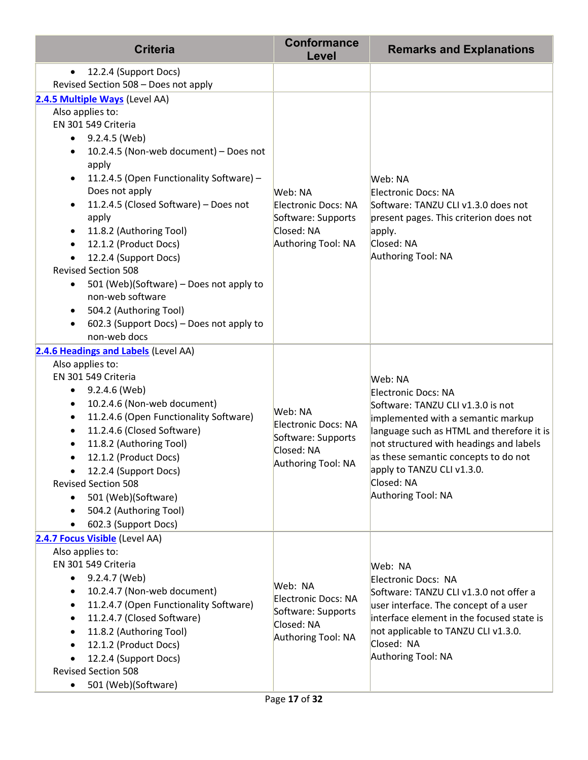| Criteria | Conformance Level | Remarks and Explanations |
|---|---|---|
| • 12.2.4 (Support Docs)<br>Revised Section 508 – Does not apply | | |
| [2.4.5 Multiple Ways](#) (Level AA)<br>Also applies to:<br>EN 301 549 Criteria<br>• 9.2.4.5 (Web)<br>• 10.2.4.5 (Non-web document) – Does not apply<br>• 11.2.4.5 (Open Functionality Software) – Does not apply<br>• 11.2.4.5 (Closed Software) – Does not apply<br>• 11.8.2 (Authoring Tool)<br>• 12.1.2 (Product Docs)<br>• 12.2.4 (Support Docs)<br>Revised Section 508<br>• 501 (Web)(Software) – Does not apply to non-web software<br>• 504.2 (Authoring Tool)<br>• 602.3 (Support Docs) – Does not apply to non-web docs | Web: NA<br>Electronic Docs: NA<br>Software: Supports<br>Closed: NA<br>Authoring Tool: NA | Web: NA<br>Electronic Docs: NA<br>Software: TANZU CLI v1.3.0 does not present pages. This criterion does not apply.<br>Closed: NA<br>Authoring Tool: NA |
| [2.4.6 Headings and Labels](#) (Level AA)<br>Also applies to:<br>EN 301 549 Criteria<br>• 9.2.4.6 (Web)<br>• 10.2.4.6 (Non-web document)<br>• 11.2.4.6 (Open Functionality Software)<br>• 11.2.4.6 (Closed Software)<br>• 11.8.2 (Authoring Tool)<br>• 12.1.2 (Product Docs)<br>• 12.2.4 (Support Docs)<br>Revised Section 508<br>• 501 (Web)(Software)<br>• 504.2 (Authoring Tool)<br>• 602.3 (Support Docs) | Web: NA<br>Electronic Docs: NA<br>Software: Supports<br>Closed: NA<br>Authoring Tool: NA | Web: NA<br>Electronic Docs: NA<br>Software: TANZU CLI v1.3.0 is not implemented with a semantic markup language such as HTML and therefore it is not structured with headings and labels as these semantic concepts to do not apply to TANZU CLI v1.3.0.<br>Closed: NA<br>Authoring Tool: NA |
| [2.4.7 Focus Visible](#) (Level AA)<br>Also applies to:<br>EN 301 549 Criteria<br>• 9.2.4.7 (Web)<br>• 10.2.4.7 (Non-web document)<br>• 11.2.4.7 (Open Functionality Software)<br>• 11.2.4.7 (Closed Software)<br>• 11.8.2 (Authoring Tool)<br>• 12.1.2 (Product Docs)<br>• 12.2.4 (Support Docs)<br>Revised Section 508<br>• 501 (Web)(Software) | Web: NA<br>Electronic Docs: NA<br>Software: Supports<br>Closed: NA<br>Authoring Tool: NA | Web: NA<br>Electronic Docs: NA<br>Software: TANZU CLI v1.3.0 not offer a user interface. The concept of a user interface element in the focused state is not applicable to TANZU CLI v1.3.0.<br>Closed: NA<br>Authoring Tool: NA |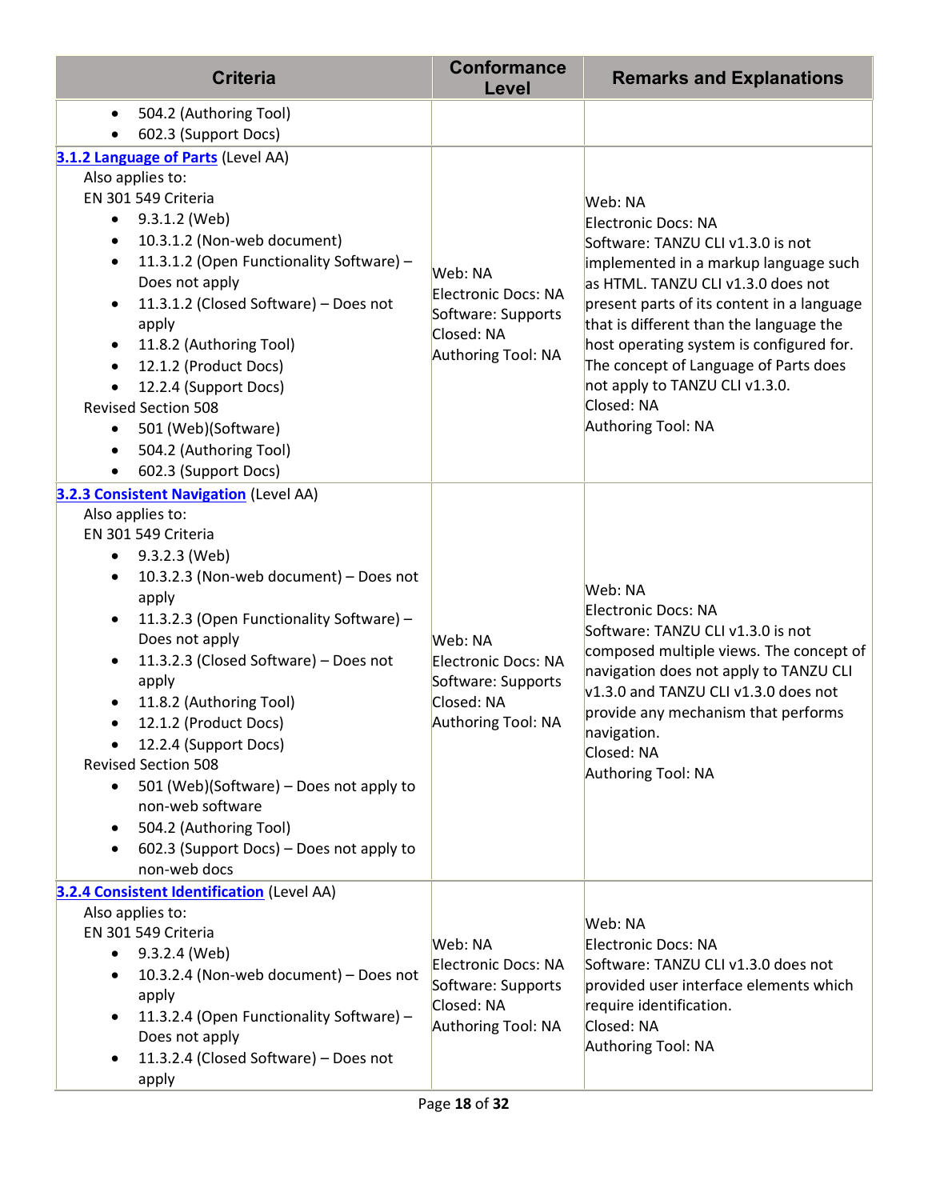| Criteria | Conformance Level | Remarks and Explanations |
|---|---|---|
| • 504.2 (Authoring Tool)<br>• 602.3 (Support Docs) | | |
| **3.1.2 Language of Parts** (Level AA)<br>Also applies to:<br>EN 301 549 Criteria<br>• 9.3.1.2 (Web)<br>• 10.3.1.2 (Non-web document)<br>• 11.3.1.2 (Open Functionality Software) – Does not apply<br>• 11.3.1.2 (Closed Software) – Does not apply<br>• 11.8.2 (Authoring Tool)<br>• 12.1.2 (Product Docs)<br>• 12.2.4 (Support Docs)<br>Revised Section 508<br>• 501 (Web)(Software)<br>• 504.2 (Authoring Tool)<br>• 602.3 (Support Docs) | Web: NA<br>Electronic Docs: NA<br>Software: Supports<br>Closed: NA<br>Authoring Tool: NA | Web: NA<br>Electronic Docs: NA<br>Software: TANZU CLI v1.3.0 is not implemented in a markup language such as HTML. TANZU CLI v1.3.0 does not present parts of its content in a language that is different than the language the host operating system is configured for. The concept of Language of Parts does not apply to TANZU CLI v1.3.0.<br>Closed: NA<br>Authoring Tool: NA |
| **3.2.3 Consistent Navigation** (Level AA)<br>Also applies to:<br>EN 301 549 Criteria<br>• 9.3.2.3 (Web)<br>• 10.3.2.3 (Non-web document) – Does not apply<br>• 11.3.2.3 (Open Functionality Software) – Does not apply<br>• 11.3.2.3 (Closed Software) – Does not apply<br>• 11.8.2 (Authoring Tool)<br>• 12.1.2 (Product Docs)<br>• 12.2.4 (Support Docs)<br>Revised Section 508<br>• 501 (Web)(Software) – Does not apply to non-web software<br>• 504.2 (Authoring Tool)<br>• 602.3 (Support Docs) – Does not apply to non-web docs | Web: NA<br>Electronic Docs: NA<br>Software: Supports<br>Closed: NA<br>Authoring Tool: NA | Web: NA<br>Electronic Docs: NA<br>Software: TANZU CLI v1.3.0 is not composed multiple views. The concept of navigation does not apply to TANZU CLI v1.3.0 and TANZU CLI v1.3.0 does not provide any mechanism that performs navigation.<br>Closed: NA<br>Authoring Tool: NA |
| **3.2.4 Consistent Identification** (Level AA)<br>Also applies to:<br>EN 301 549 Criteria<br>• 9.3.2.4 (Web)<br>• 10.3.2.4 (Non-web document) – Does not apply<br>• 11.3.2.4 (Open Functionality Software) – Does not apply<br>• 11.3.2.4 (Closed Software) – Does not apply | Web: NA<br>Electronic Docs: NA<br>Software: Supports<br>Closed: NA<br>Authoring Tool: NA | Web: NA<br>Electronic Docs: NA<br>Software: TANZU CLI v1.3.0 does not provided user interface elements which require identification.<br>Closed: NA<br>Authoring Tool: NA |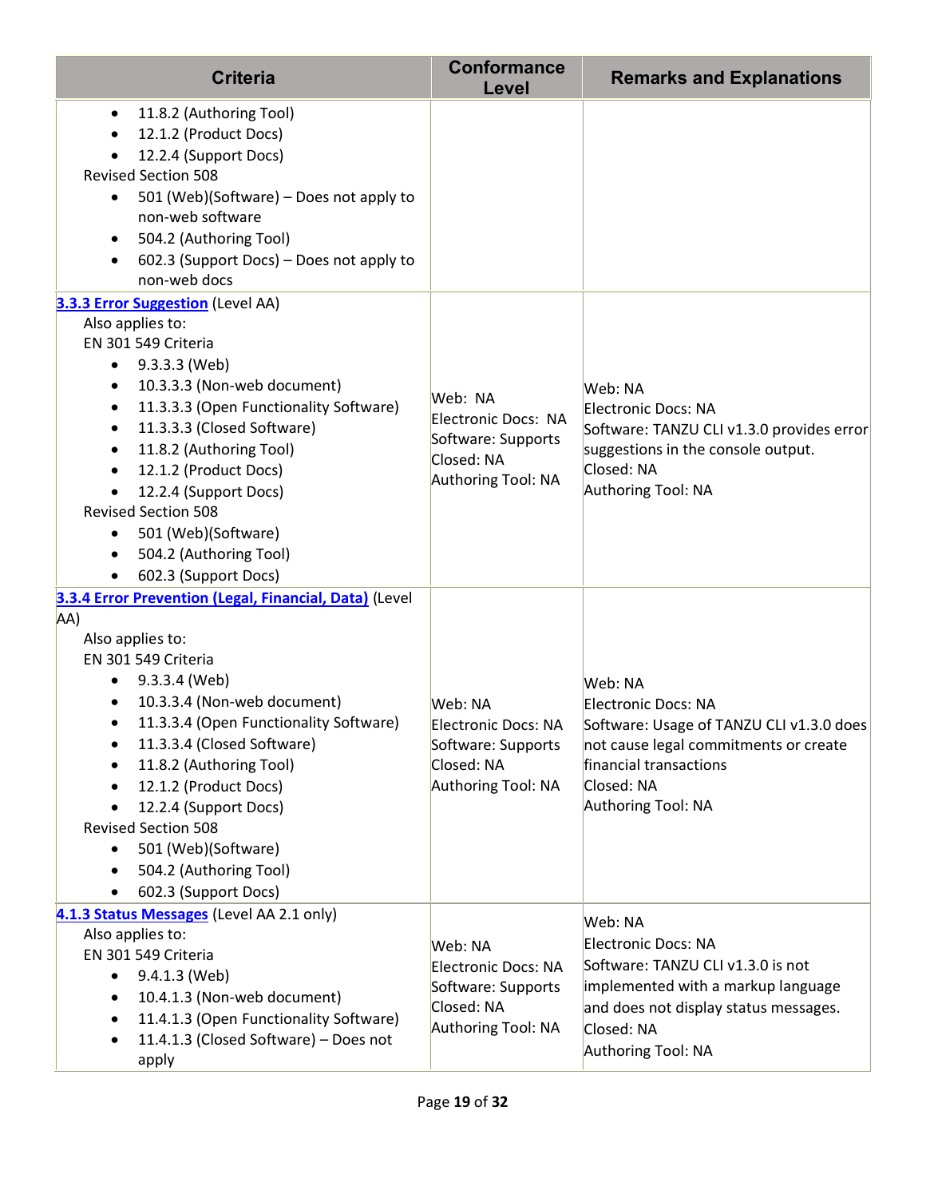| Criteria | Conformance Level | Remarks and Explanations |
|---|---|---|
| • 11.8.2 (Authoring Tool)<br>• 12.1.2 (Product Docs)<br>• 12.2.4 (Support Docs)<br>Revised Section 508<br>• 501 (Web)(Software) – Does not apply to non-web software<br>• 504.2 (Authoring Tool)<br>• 602.3 (Support Docs) – Does not apply to non-web docs | | |
| **[3.3.3 Error Suggestion](#)** (Level AA)<br>Also applies to:<br>EN 301 549 Criteria<br>• 9.3.3.3 (Web)<br>• 10.3.3.3 (Non-web document)<br>• 11.3.3.3 (Open Functionality Software)<br>• 11.3.3.3 (Closed Software)<br>• 11.8.2 (Authoring Tool)<br>• 12.1.2 (Product Docs)<br>• 12.2.4 (Support Docs)<br>Revised Section 508<br>• 501 (Web)(Software)<br>• 504.2 (Authoring Tool)<br>• 602.3 (Support Docs) | Web: NA<br>Electronic Docs: NA<br>Software: Supports<br>Closed: NA<br>Authoring Tool: NA | Web: NA<br>Electronic Docs: NA<br>Software: TANZU CLI v1.3.0 provides error suggestions in the console output.<br>Closed: NA<br>Authoring Tool: NA |
| **[3.3.4 Error Prevention (Legal, Financial, Data)](#)** (Level AA)<br>Also applies to:<br>EN 301 549 Criteria<br>• 9.3.3.4 (Web)<br>• 10.3.3.4 (Non-web document)<br>• 11.3.3.4 (Open Functionality Software)<br>• 11.3.3.4 (Closed Software)<br>• 11.8.2 (Authoring Tool)<br>• 12.1.2 (Product Docs)<br>• 12.2.4 (Support Docs)<br>Revised Section 508<br>• 501 (Web)(Software)<br>• 504.2 (Authoring Tool)<br>• 602.3 (Support Docs) | Web: NA<br>Electronic Docs: NA<br>Software: Supports<br>Closed: NA<br>Authoring Tool: NA | Web: NA<br>Electronic Docs: NA<br>Software: Usage of TANZU CLI v1.3.0 does not cause legal commitments or create financial transactions<br>Closed: NA<br>Authoring Tool: NA |
| **[4.1.3 Status Messages](#)** (Level AA 2.1 only)<br>Also applies to:<br>EN 301 549 Criteria<br>• 9.4.1.3 (Web)<br>• 10.4.1.3 (Non-web document)<br>• 11.4.1.3 (Open Functionality Software)<br>• 11.4.1.3 (Closed Software) – Does not apply | Web: NA<br>Electronic Docs: NA<br>Software: Supports<br>Closed: NA<br>Authoring Tool: NA | Web: NA<br>Electronic Docs: NA<br>Software: TANZU CLI v1.3.0 is not implemented with a markup language and does not display status messages.<br>Closed: NA<br>Authoring Tool: NA |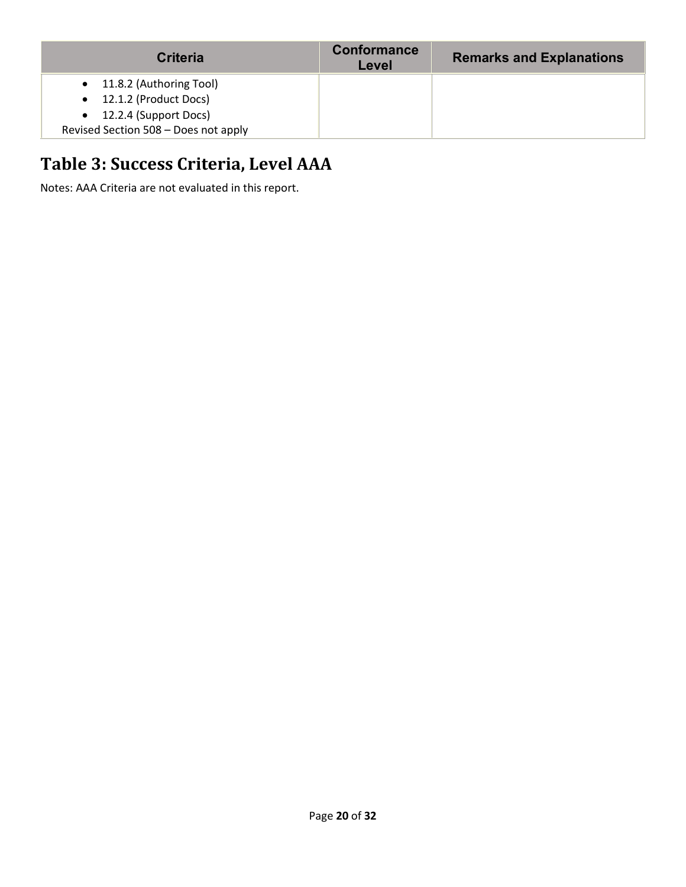| Criteria | Conformance Level | Remarks and Explanations |
|---|---|---|
| • 11.8.2 (Authoring Tool)<br>• 12.1.2 (Product Docs)<br>• 12.2.4 (Support Docs)<br>Revised Section 508 – Does not apply | | |

## Table 3: Success Criteria, Level AAA

Notes: AAA Criteria are not evaluated in this report.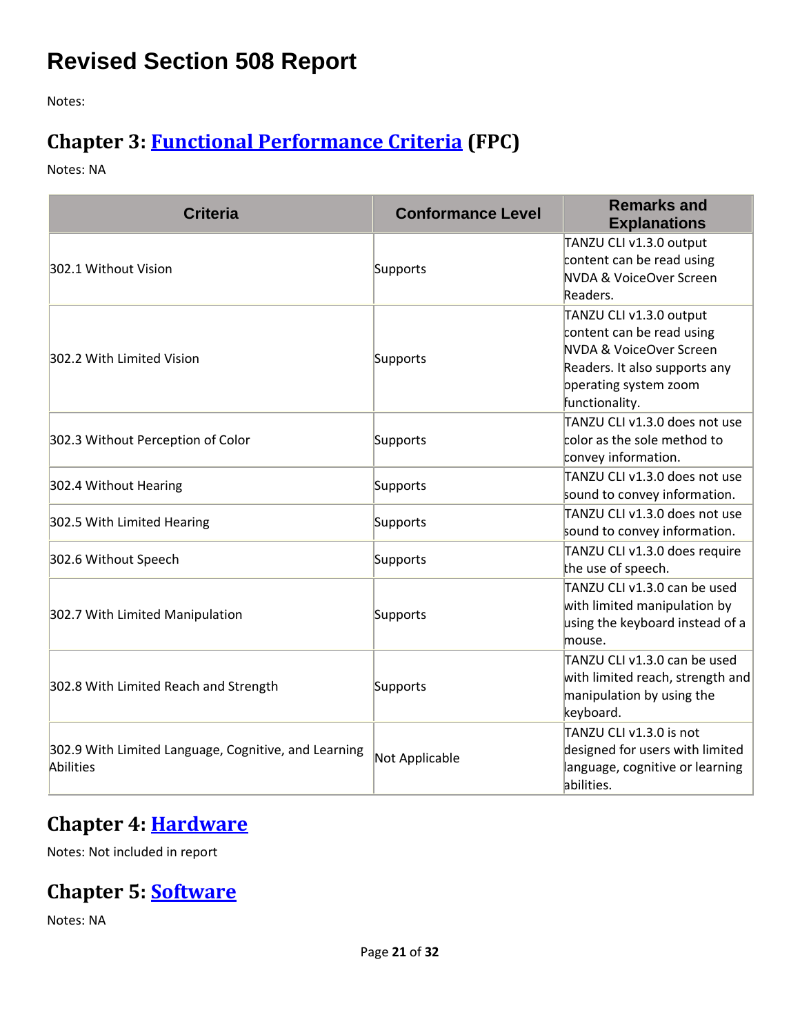# Revised Section 508 Report

Notes:

## Chapter 3: [Functional Performance Criteria](#) (FPC)

Notes: NA

| Criteria | Conformance Level | Remarks and Explanations |
| --- | --- | --- |
| 302.1 Without Vision | Supports | TANZU CLI v1.3.0 output content can be read using NVDA & VoiceOver Screen Readers. |
| 302.2 With Limited Vision | Supports | TANZU CLI v1.3.0 output content can be read using NVDA & VoiceOver Screen Readers. It also supports any operating system zoom functionality. |
| 302.3 Without Perception of Color | Supports | TANZU CLI v1.3.0 does not use color as the sole method to convey information. |
| 302.4 Without Hearing | Supports | TANZU CLI v1.3.0 does not use sound to convey information. |
| 302.5 With Limited Hearing | Supports | TANZU CLI v1.3.0 does not use sound to convey information. |
| 302.6 Without Speech | Supports | TANZU CLI v1.3.0 does require the use of speech. |
| 302.7 With Limited Manipulation | Supports | TANZU CLI v1.3.0 can be used with limited manipulation by using the keyboard instead of a mouse. |
| 302.8 With Limited Reach and Strength | Supports | TANZU CLI v1.3.0 can be used with limited reach, strength and manipulation by using the keyboard. |
| 302.9 With Limited Language, Cognitive, and Learning Abilities | Not Applicable | TANZU CLI v1.3.0 is not designed for users with limited language, cognitive or learning abilities. |

## Chapter 4: [Hardware](#)

Notes: Not included in report

## Chapter 5: [Software](#)

Notes: NA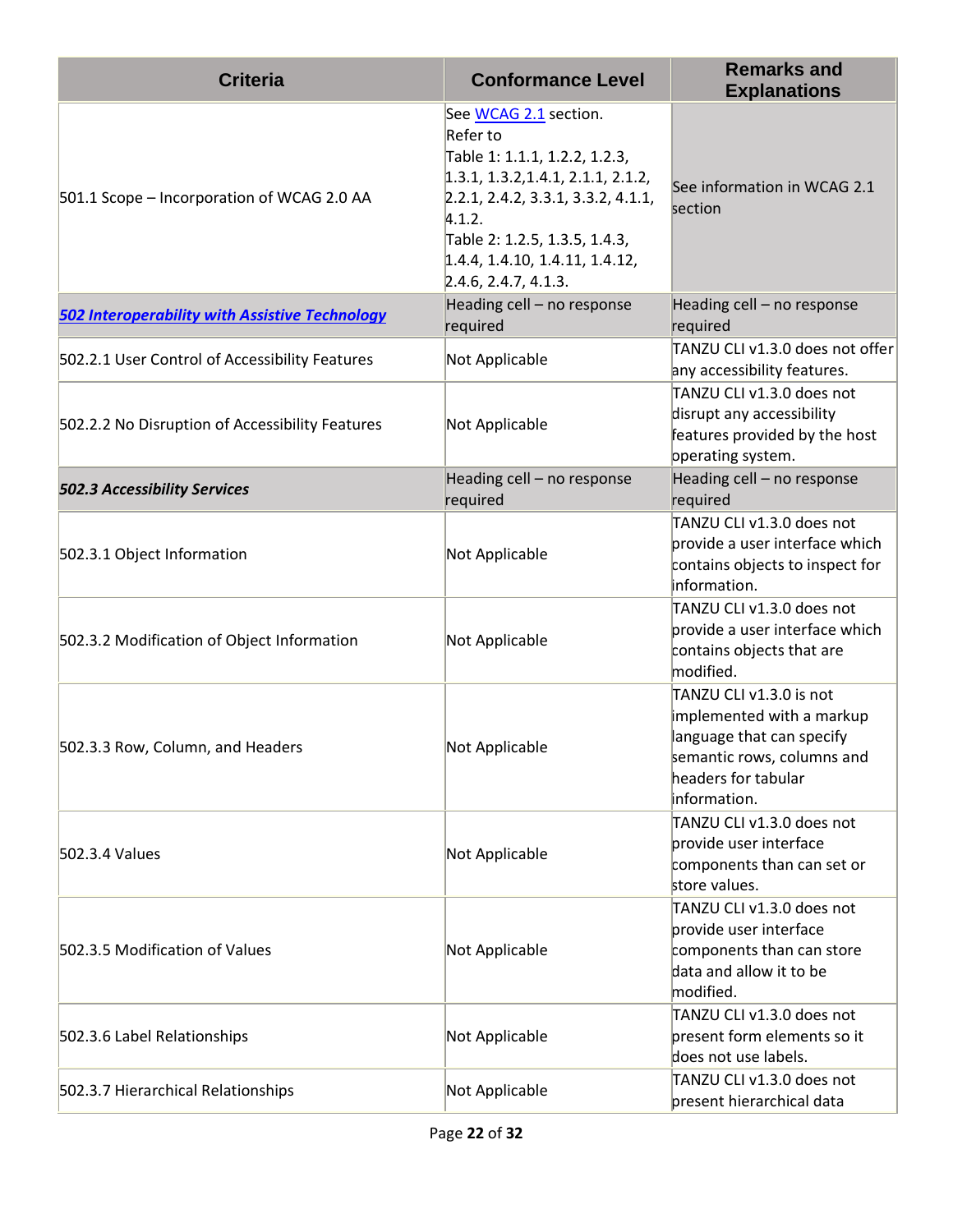| Criteria | Conformance Level | Remarks and Explanations |
|---|---|---|
| 501.1 Scope – Incorporation of WCAG 2.0 AA | See [WCAG 2.1](#) section.<br>Refer to<br>Table 1: 1.1.1, 1.2.2, 1.2.3, 1.3.1, 1.3.2,1.4.1, 2.1.1, 2.1.2, 2.2.1, 2.4.2, 3.3.1, 3.3.2, 4.1.1, 4.1.2.<br>Table 2: 1.2.5, 1.3.5, 1.4.3, 1.4.4, 1.4.10, 1.4.11, 1.4.12, 2.4.6, 2.4.7, 4.1.3. | See information in WCAG 2.1 section |
| ***[502 Interoperability with Assistive Technology](#)*** | Heading cell – no response required | Heading cell – no response required |
| 502.2.1 User Control of Accessibility Features | Not Applicable | TANZU CLI v1.3.0 does not offer any accessibility features. |
| 502.2.2 No Disruption of Accessibility Features | Not Applicable | TANZU CLI v1.3.0 does not disrupt any accessibility features provided by the host operating system. |
| ***502.3 Accessibility Services*** | Heading cell – no response required | Heading cell – no response required |
| 502.3.1 Object Information | Not Applicable | TANZU CLI v1.3.0 does not provide a user interface which contains objects to inspect for information. |
| 502.3.2 Modification of Object Information | Not Applicable | TANZU CLI v1.3.0 does not provide a user interface which contains objects that are modified. |
| 502.3.3 Row, Column, and Headers | Not Applicable | TANZU CLI v1.3.0 is not implemented with a markup language that can specify semantic rows, columns and headers for tabular information. |
| 502.3.4 Values | Not Applicable | TANZU CLI v1.3.0 does not provide user interface components than can set or store values. |
| 502.3.5 Modification of Values | Not Applicable | TANZU CLI v1.3.0 does not provide user interface components than can store data and allow it to be modified. |
| 502.3.6 Label Relationships | Not Applicable | TANZU CLI v1.3.0 does not present form elements so it does not use labels. |
| 502.3.7 Hierarchical Relationships | Not Applicable | TANZU CLI v1.3.0 does not present hierarchical data |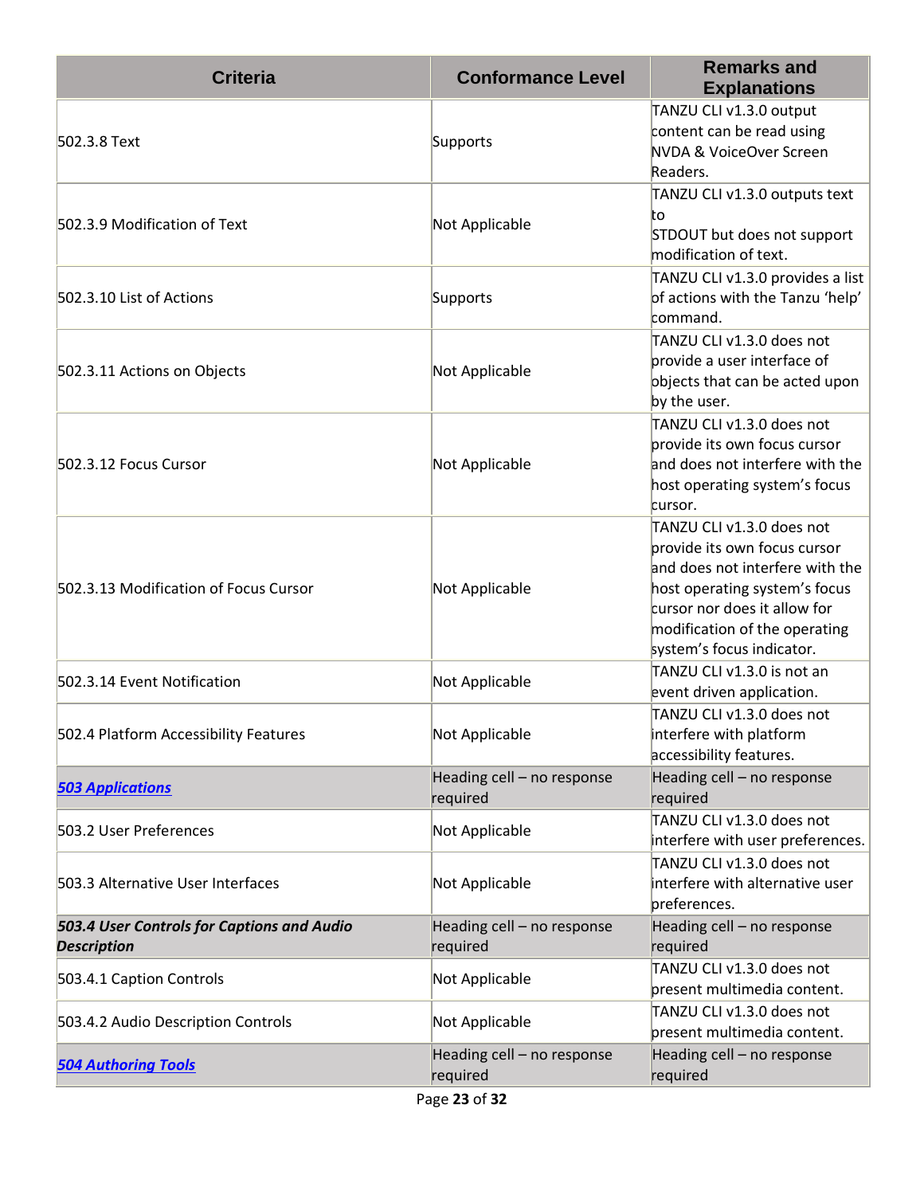| Criteria | Conformance Level | Remarks and Explanations |
|---|---|---|
| 502.3.8 Text | Supports | TANZU CLI v1.3.0 output content can be read using NVDA & VoiceOver Screen Readers. |
| 502.3.9 Modification of Text | Not Applicable | TANZU CLI v1.3.0 outputs text to STDOUT but does not support modification of text. |
| 502.3.10 List of Actions | Supports | TANZU CLI v1.3.0 provides a list of actions with the Tanzu 'help' command. |
| 502.3.11 Actions on Objects | Not Applicable | TANZU CLI v1.3.0 does not provide a user interface of objects that can be acted upon by the user. |
| 502.3.12 Focus Cursor | Not Applicable | TANZU CLI v1.3.0 does not provide its own focus cursor and does not interfere with the host operating system's focus cursor. |
| 502.3.13 Modification of Focus Cursor | Not Applicable | TANZU CLI v1.3.0 does not provide its own focus cursor and does not interfere with the host operating system's focus cursor nor does it allow for modification of the operating system's focus indicator. |
| 502.3.14 Event Notification | Not Applicable | TANZU CLI v1.3.0 is not an event driven application. |
| 502.4 Platform Accessibility Features | Not Applicable | TANZU CLI v1.3.0 does not interfere with platform accessibility features. |
| ***503 Applications*** | Heading cell – no response required | Heading cell – no response required |
| 503.2 User Preferences | Not Applicable | TANZU CLI v1.3.0 does not interfere with user preferences. |
| 503.3 Alternative User Interfaces | Not Applicable | TANZU CLI v1.3.0 does not interfere with alternative user preferences. |
| ***503.4 User Controls for Captions and Audio Description*** | Heading cell – no response required | Heading cell – no response required |
| 503.4.1 Caption Controls | Not Applicable | TANZU CLI v1.3.0 does not present multimedia content. |
| 503.4.2 Audio Description Controls | Not Applicable | TANZU CLI v1.3.0 does not present multimedia content. |
| ***504 Authoring Tools*** | Heading cell – no response required | Heading cell – no response required |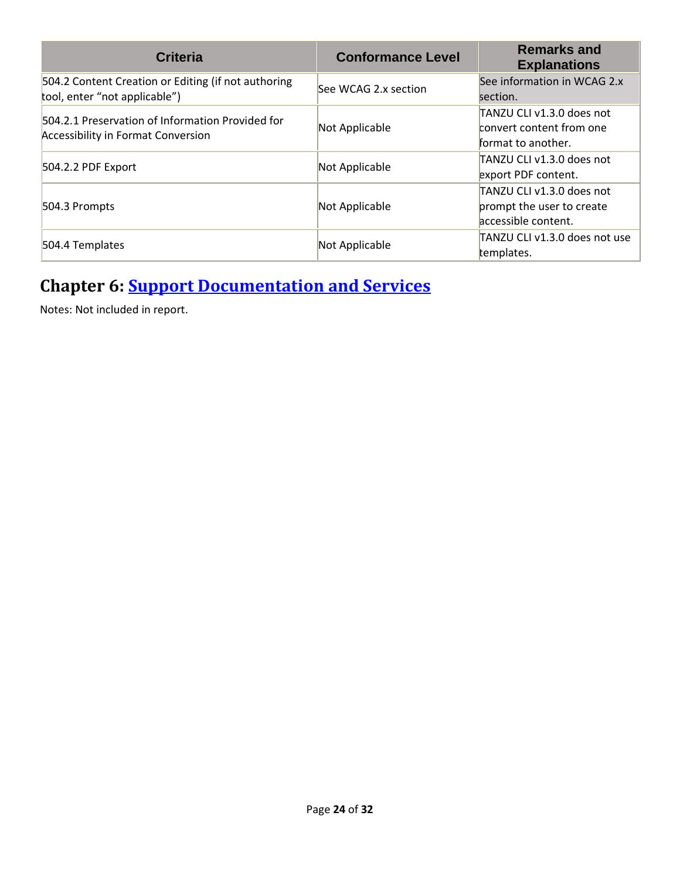| Criteria | Conformance Level | Remarks and Explanations |
| --- | --- | --- |
| 504.2 Content Creation or Editing (if not authoring tool, enter “not applicable”) | See WCAG 2.x section | See information in WCAG 2.x section. |
| 504.2.1 Preservation of Information Provided for Accessibility in Format Conversion | Not Applicable | TANZU CLI v1.3.0 does not convert content from one format to another. |
| 504.2.2 PDF Export | Not Applicable | TANZU CLI v1.3.0 does not export PDF content. |
| 504.3 Prompts | Not Applicable | TANZU CLI v1.3.0 does not prompt the user to create accessible content. |
| 504.4 Templates | Not Applicable | TANZU CLI v1.3.0 does not use templates. |

# Chapter 6: [Support Documentation and Services]

Notes: Not included in report.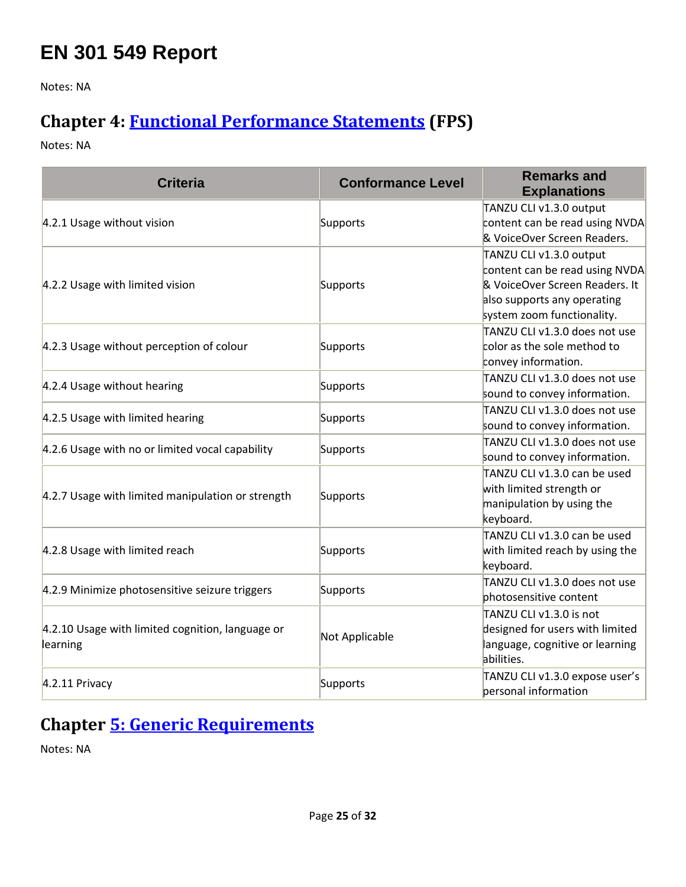# EN 301 549 Report

Notes: NA

## Chapter 4: Functional Performance Statements (FPS)

Notes: NA

| Criteria | Conformance Level | Remarks and Explanations |
| --- | --- | --- |
| 4.2.1 Usage without vision | Supports | TANZU CLI v1.3.0 output content can be read using NVDA & VoiceOver Screen Readers. |
| 4.2.2 Usage with limited vision | Supports | TANZU CLI v1.3.0 output content can be read using NVDA & VoiceOver Screen Readers. It also supports any operating system zoom functionality. |
| 4.2.3 Usage without perception of colour | Supports | TANZU CLI v1.3.0 does not use color as the sole method to convey information. |
| 4.2.4 Usage without hearing | Supports | TANZU CLI v1.3.0 does not use sound to convey information. |
| 4.2.5 Usage with limited hearing | Supports | TANZU CLI v1.3.0 does not use sound to convey information. |
| 4.2.6 Usage with no or limited vocal capability | Supports | TANZU CLI v1.3.0 does not use sound to convey information. |
| 4.2.7 Usage with limited manipulation or strength | Supports | TANZU CLI v1.3.0 can be used with limited strength or manipulation by using the keyboard. |
| 4.2.8 Usage with limited reach | Supports | TANZU CLI v1.3.0 can be used with limited reach by using the keyboard. |
| 4.2.9 Minimize photosensitive seizure triggers | Supports | TANZU CLI v1.3.0 does not use photosensitive content |
| 4.2.10 Usage with limited cognition, language or learning | Not Applicable | TANZU CLI v1.3.0 is not designed for users with limited language, cognitive or learning abilities. |
| 4.2.11 Privacy | Supports | TANZU CLI v1.3.0 expose user's personal information |

## Chapter 5: Generic Requirements

Notes: NA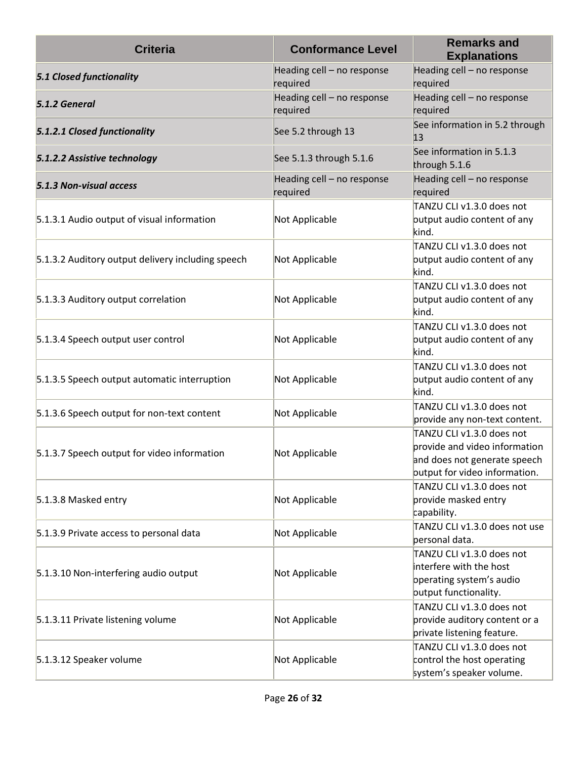| Criteria | Conformance Level | Remarks and Explanations |
|---|---|---|
| ***5.1 Closed functionality*** | Heading cell – no response required | Heading cell – no response required |
| ***5.1.2 General*** | Heading cell – no response required | Heading cell – no response required |
| ***5.1.2.1 Closed functionality*** | See 5.2 through 13 | See information in 5.2 through 13 |
| ***5.1.2.2 Assistive technology*** | See 5.1.3 through 5.1.6 | See information in 5.1.3 through 5.1.6 |
| ***5.1.3 Non-visual access*** | Heading cell – no response required | Heading cell – no response required |
| 5.1.3.1 Audio output of visual information | Not Applicable | TANZU CLI v1.3.0 does not output audio content of any kind. |
| 5.1.3.2 Auditory output delivery including speech | Not Applicable | TANZU CLI v1.3.0 does not output audio content of any kind. |
| 5.1.3.3 Auditory output correlation | Not Applicable | TANZU CLI v1.3.0 does not output audio content of any kind. |
| 5.1.3.4 Speech output user control | Not Applicable | TANZU CLI v1.3.0 does not output audio content of any kind. |
| 5.1.3.5 Speech output automatic interruption | Not Applicable | TANZU CLI v1.3.0 does not output audio content of any kind. |
| 5.1.3.6 Speech output for non-text content | Not Applicable | TANZU CLI v1.3.0 does not provide any non-text content. |
| 5.1.3.7 Speech output for video information | Not Applicable | TANZU CLI v1.3.0 does not provide and video information and does not generate speech output for video information. |
| 5.1.3.8 Masked entry | Not Applicable | TANZU CLI v1.3.0 does not provide masked entry capability. |
| 5.1.3.9 Private access to personal data | Not Applicable | TANZU CLI v1.3.0 does not use personal data. |
| 5.1.3.10 Non-interfering audio output | Not Applicable | TANZU CLI v1.3.0 does not interfere with the host operating system's audio output functionality. |
| 5.1.3.11 Private listening volume | Not Applicable | TANZU CLI v1.3.0 does not provide auditory content or a private listening feature. |
| 5.1.3.12 Speaker volume | Not Applicable | TANZU CLI v1.3.0 does not control the host operating system's speaker volume. |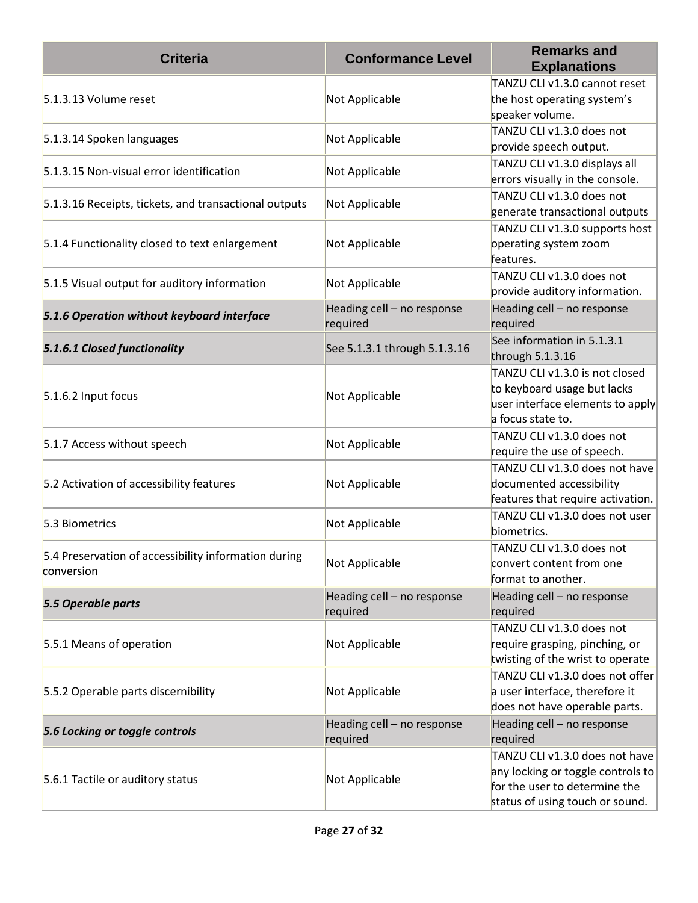| Criteria | Conformance Level | Remarks and Explanations |
|---|---|---|
| 5.1.3.13 Volume reset | Not Applicable | TANZU CLI v1.3.0 cannot reset the host operating system's speaker volume. |
| 5.1.3.14 Spoken languages | Not Applicable | TANZU CLI v1.3.0 does not provide speech output. |
| 5.1.3.15 Non-visual error identification | Not Applicable | TANZU CLI v1.3.0 displays all errors visually in the console. |
| 5.1.3.16 Receipts, tickets, and transactional outputs | Not Applicable | TANZU CLI v1.3.0 does not generate transactional outputs |
| 5.1.4 Functionality closed to text enlargement | Not Applicable | TANZU CLI v1.3.0 supports host operating system zoom features. |
| 5.1.5 Visual output for auditory information | Not Applicable | TANZU CLI v1.3.0 does not provide auditory information. |
| ***5.1.6 Operation without keyboard interface*** | Heading cell – no response required | Heading cell – no response required |
| ***5.1.6.1 Closed functionality*** | See 5.1.3.1 through 5.1.3.16 | See information in 5.1.3.1 through 5.1.3.16 |
| 5.1.6.2 Input focus | Not Applicable | TANZU CLI v1.3.0 is not closed to keyboard usage but lacks user interface elements to apply a focus state to. |
| 5.1.7 Access without speech | Not Applicable | TANZU CLI v1.3.0 does not require the use of speech. |
| 5.2 Activation of accessibility features | Not Applicable | TANZU CLI v1.3.0 does not have documented accessibility features that require activation. |
| 5.3 Biometrics | Not Applicable | TANZU CLI v1.3.0 does not user biometrics. |
| 5.4 Preservation of accessibility information during conversion | Not Applicable | TANZU CLI v1.3.0 does not convert content from one format to another. |
| ***5.5 Operable parts*** | Heading cell – no response required | Heading cell – no response required |
| 5.5.1 Means of operation | Not Applicable | TANZU CLI v1.3.0 does not require grasping, pinching, or twisting of the wrist to operate |
| 5.5.2 Operable parts discernibility | Not Applicable | TANZU CLI v1.3.0 does not offer a user interface, therefore it does not have operable parts. |
| ***5.6 Locking or toggle controls*** | Heading cell – no response required | Heading cell – no response required |
| 5.6.1 Tactile or auditory status | Not Applicable | TANZU CLI v1.3.0 does not have any locking or toggle controls to for the user to determine the status of using touch or sound. |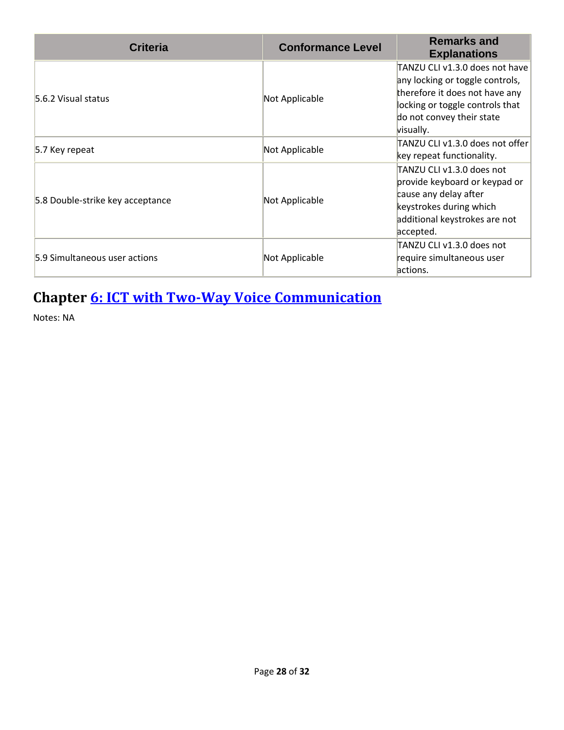| Criteria | Conformance Level | Remarks and Explanations |
| --- | --- | --- |
| 5.6.2 Visual status | Not Applicable | TANZU CLI v1.3.0 does not have any locking or toggle controls, therefore it does not have any locking or toggle controls that do not convey their state visually. |
| 5.7 Key repeat | Not Applicable | TANZU CLI v1.3.0 does not offer key repeat functionality. |
| 5.8 Double-strike key acceptance | Not Applicable | TANZU CLI v1.3.0 does not provide keyboard or keypad or cause any delay after keystrokes during which additional keystrokes are not accepted. |
| 5.9 Simultaneous user actions | Not Applicable | TANZU CLI v1.3.0 does not require simultaneous user actions. |

## Chapter 6: ICT with Two-Way Voice Communication

Notes: NA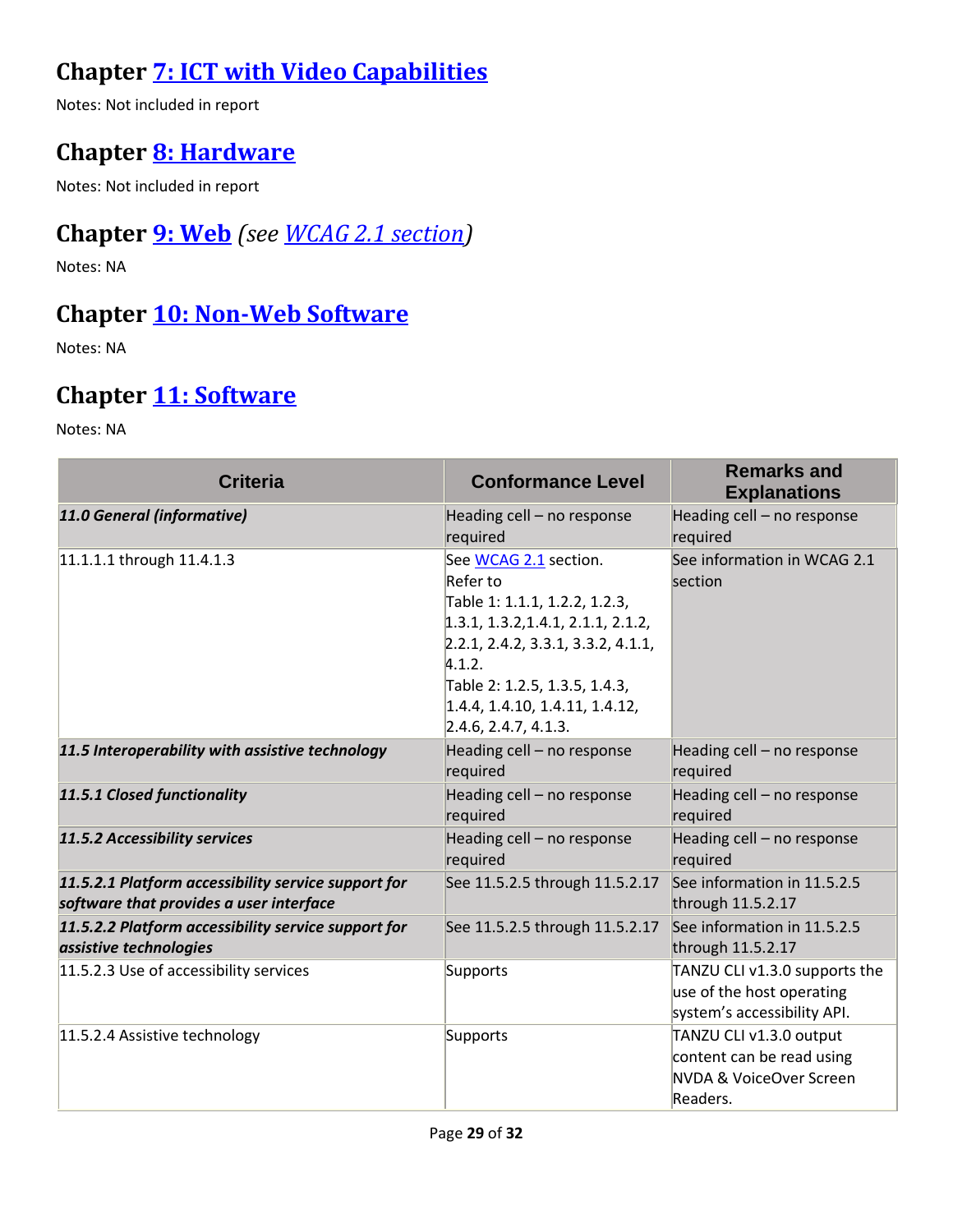## Chapter [7: ICT with Video Capabilities]

Notes: Not included in report

## Chapter [8: Hardware]

Notes: Not included in report

## Chapter [9: Web] *(see [WCAG 2.1 section])*

Notes: NA

## Chapter [10: Non-Web Software]

Notes: NA

## Chapter [11: Software]

Notes: NA

| Criteria | Conformance Level | Remarks and Explanations |
|---|---|---|
| ***11.0 General (informative)*** | Heading cell – no response required | Heading cell – no response required |
| 11.1.1.1 through 11.4.1.3 | See WCAG 2.1 section. Refer to Table 1: 1.1.1, 1.2.2, 1.2.3, 1.3.1, 1.3.2,1.4.1, 2.1.1, 2.1.2, 2.2.1, 2.4.2, 3.3.1, 3.3.2, 4.1.1, 4.1.2. Table 2: 1.2.5, 1.3.5, 1.4.3, 1.4.4, 1.4.10, 1.4.11, 1.4.12, 2.4.6, 2.4.7, 4.1.3. | See information in WCAG 2.1 section |
| ***11.5 Interoperability with assistive technology*** | Heading cell – no response required | Heading cell – no response required |
| ***11.5.1 Closed functionality*** | Heading cell – no response required | Heading cell – no response required |
| ***11.5.2 Accessibility services*** | Heading cell – no response required | Heading cell – no response required |
| ***11.5.2.1 Platform accessibility service support for software that provides a user interface*** | See 11.5.2.5 through 11.5.2.17 | See information in 11.5.2.5 through 11.5.2.17 |
| ***11.5.2.2 Platform accessibility service support for assistive technologies*** | See 11.5.2.5 through 11.5.2.17 | See information in 11.5.2.5 through 11.5.2.17 |
| 11.5.2.3 Use of accessibility services | Supports | TANZU CLI v1.3.0 supports the use of the host operating system's accessibility API. |
| 11.5.2.4 Assistive technology | Supports | TANZU CLI v1.3.0 output content can be read using NVDA & VoiceOver Screen Readers. |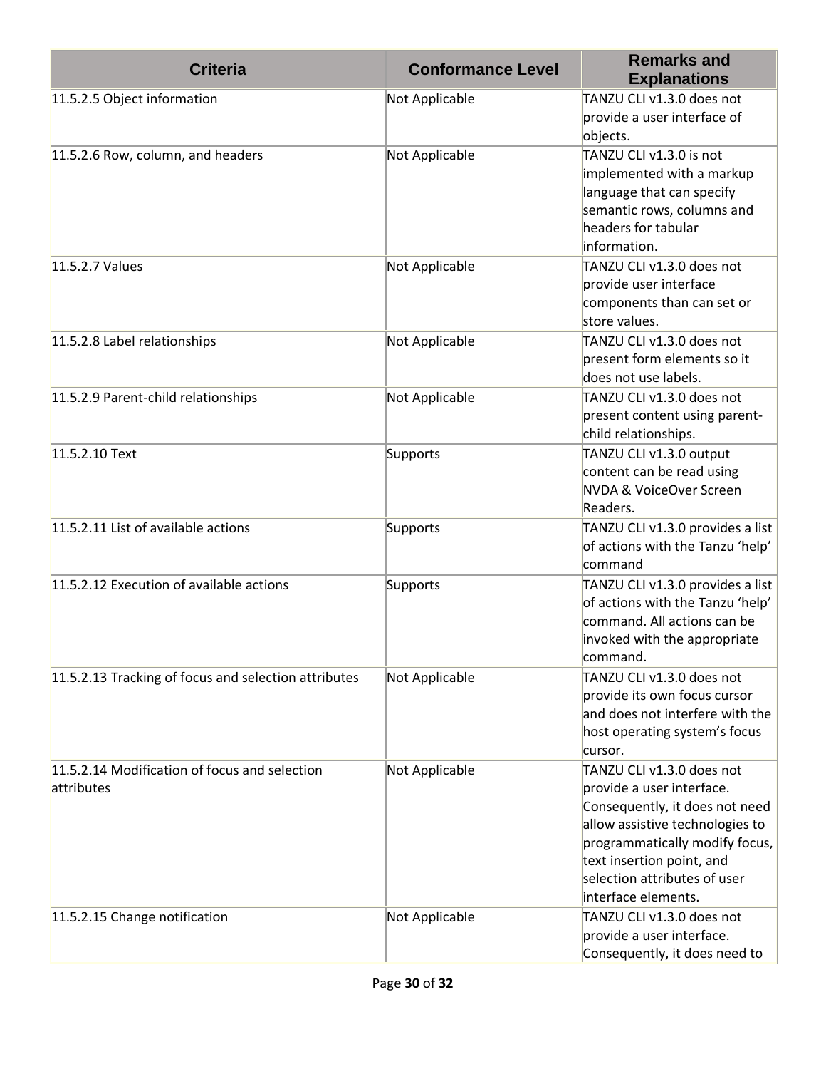| Criteria | Conformance Level | Remarks and Explanations |
| --- | --- | --- |
| 11.5.2.5 Object information | Not Applicable | TANZU CLI v1.3.0 does not provide a user interface of objects. |
| 11.5.2.6 Row, column, and headers | Not Applicable | TANZU CLI v1.3.0 is not implemented with a markup language that can specify semantic rows, columns and headers for tabular information. |
| 11.5.2.7 Values | Not Applicable | TANZU CLI v1.3.0 does not provide user interface components than can set or store values. |
| 11.5.2.8 Label relationships | Not Applicable | TANZU CLI v1.3.0 does not present form elements so it does not use labels. |
| 11.5.2.9 Parent-child relationships | Not Applicable | TANZU CLI v1.3.0 does not present content using parent-child relationships. |
| 11.5.2.10 Text | Supports | TANZU CLI v1.3.0 output content can be read using NVDA & VoiceOver Screen Readers. |
| 11.5.2.11 List of available actions | Supports | TANZU CLI v1.3.0 provides a list of actions with the Tanzu 'help' command |
| 11.5.2.12 Execution of available actions | Supports | TANZU CLI v1.3.0 provides a list of actions with the Tanzu 'help' command. All actions can be invoked with the appropriate command. |
| 11.5.2.13 Tracking of focus and selection attributes | Not Applicable | TANZU CLI v1.3.0 does not provide its own focus cursor and does not interfere with the host operating system's focus cursor. |
| 11.5.2.14 Modification of focus and selection attributes | Not Applicable | TANZU CLI v1.3.0 does not provide a user interface. Consequently, it does not need allow assistive technologies to programmatically modify focus, text insertion point, and selection attributes of user interface elements. |
| 11.5.2.15 Change notification | Not Applicable | TANZU CLI v1.3.0 does not provide a user interface. Consequently, it does need to |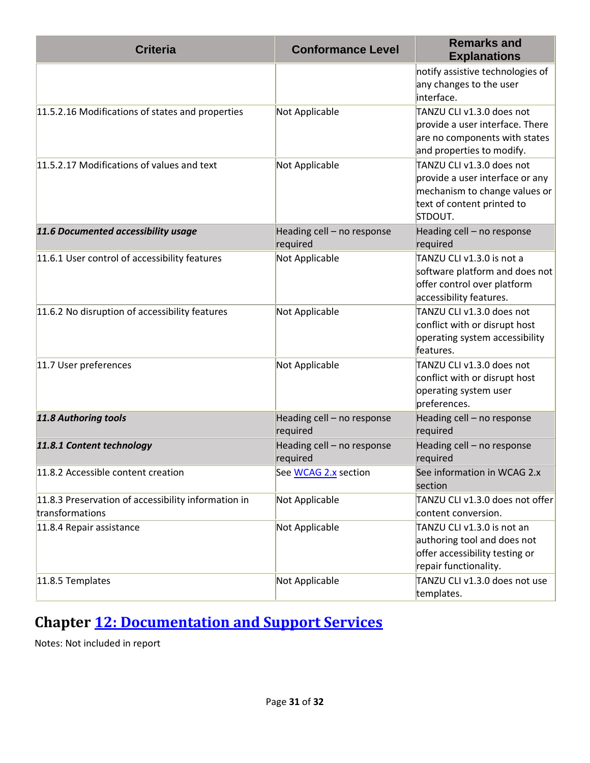| Criteria | Conformance Level | Remarks and Explanations |
| --- | --- | --- |
| | | notify assistive technologies of any changes to the user interface. |
| 11.5.2.16 Modifications of states and properties | Not Applicable | TANZU CLI v1.3.0 does not provide a user interface. There are no components with states and properties to modify. |
| 11.5.2.17 Modifications of values and text | Not Applicable | TANZU CLI v1.3.0 does not provide a user interface or any mechanism to change values or text of content printed to STDOUT. |
| ***11.6 Documented accessibility usage*** | Heading cell – no response required | Heading cell – no response required |
| 11.6.1 User control of accessibility features | Not Applicable | TANZU CLI v1.3.0 is not a software platform and does not offer control over platform accessibility features. |
| 11.6.2 No disruption of accessibility features | Not Applicable | TANZU CLI v1.3.0 does not conflict with or disrupt host operating system accessibility features. |
| 11.7 User preferences | Not Applicable | TANZU CLI v1.3.0 does not conflict with or disrupt host operating system user preferences. |
| ***11.8 Authoring tools*** | Heading cell – no response required | Heading cell – no response required |
| ***11.8.1 Content technology*** | Heading cell – no response required | Heading cell – no response required |
| 11.8.2 Accessible content creation | See WCAG 2.x section | See information in WCAG 2.x section |
| 11.8.3 Preservation of accessibility information in transformations | Not Applicable | TANZU CLI v1.3.0 does not offer content conversion. |
| 11.8.4 Repair assistance | Not Applicable | TANZU CLI v1.3.0 is not an authoring tool and does not offer accessibility testing or repair functionality. |
| 11.8.5 Templates | Not Applicable | TANZU CLI v1.3.0 does not use templates. |

## Chapter 12: Documentation and Support Services

Notes: Not included in report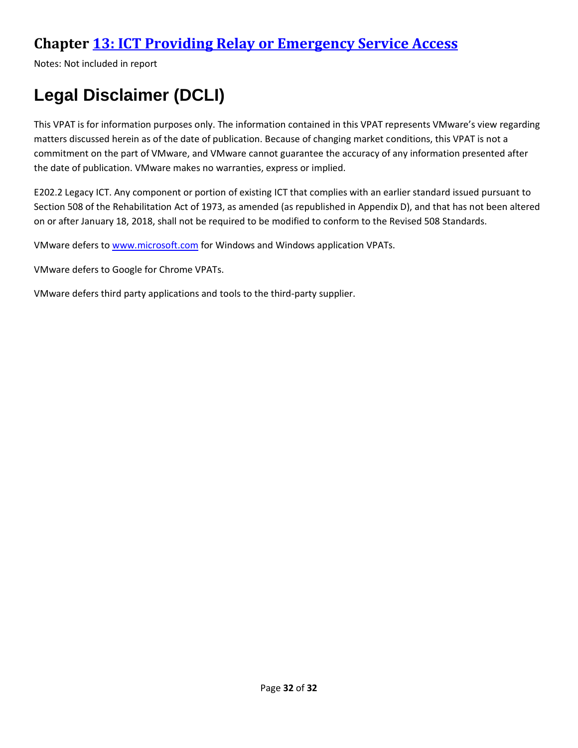## Chapter [13: ICT Providing Relay or Emergency Service Access](#)

Notes: Not included in report

# Legal Disclaimer (DCLI)

This VPAT is for information purposes only. The information contained in this VPAT represents VMware's view regarding matters discussed herein as of the date of publication. Because of changing market conditions, this VPAT is not a commitment on the part of VMware, and VMware cannot guarantee the accuracy of any information presented after the date of publication. VMware makes no warranties, express or implied.

E202.2 Legacy ICT. Any component or portion of existing ICT that complies with an earlier standard issued pursuant to Section 508 of the Rehabilitation Act of 1973, as amended (as republished in Appendix D), and that has not been altered on or after January 18, 2018, shall not be required to be modified to conform to the Revised 508 Standards.

VMware defers to [www.microsoft.com](http://www.microsoft.com) for Windows and Windows application VPATs.

VMware defers to Google for Chrome VPATs.

VMware defers third party applications and tools to the third-party supplier.